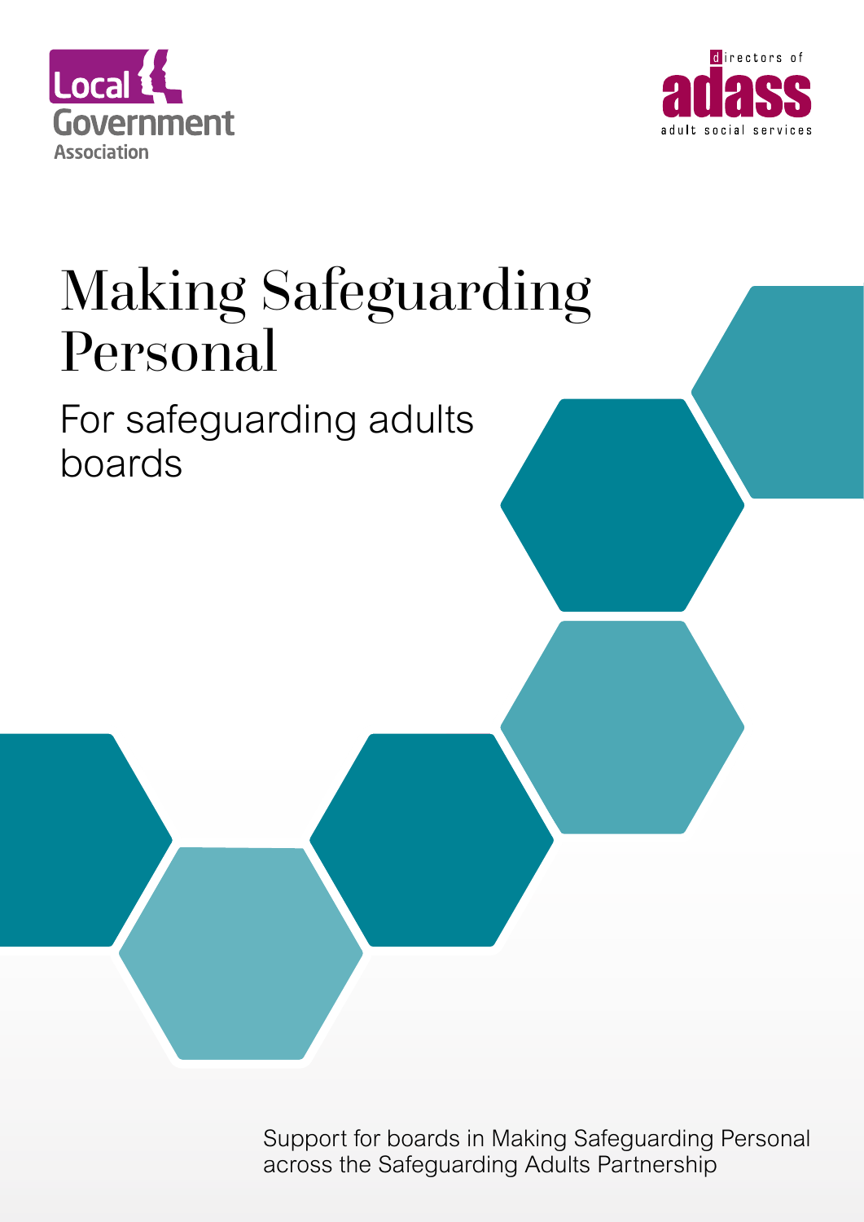Local Government Association

directors of adass adult social services

# Making Safeguarding Personal

## For safeguarding adults boards

Support for boards in Making Safeguarding Personal across the Safeguarding Adults Partnership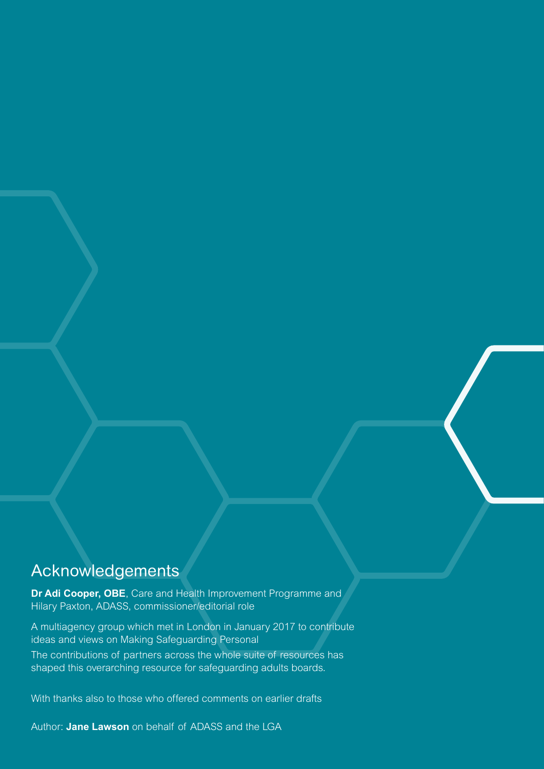## Acknowledgements

**Dr Adi Cooper, OBE**, Care and Health Improvement Programme and Hilary Paxton, ADASS, commissioner/editorial role

A multiagency group which met in London in January 2017 to contribute ideas and views on Making Safeguarding Personal

The contributions of partners across the whole suite of resources has shaped this overarching resource for safeguarding adults boards.

With thanks also to those who offered comments on earlier drafts

Author: **Jane Lawson** on behalf of ADASS and the LGA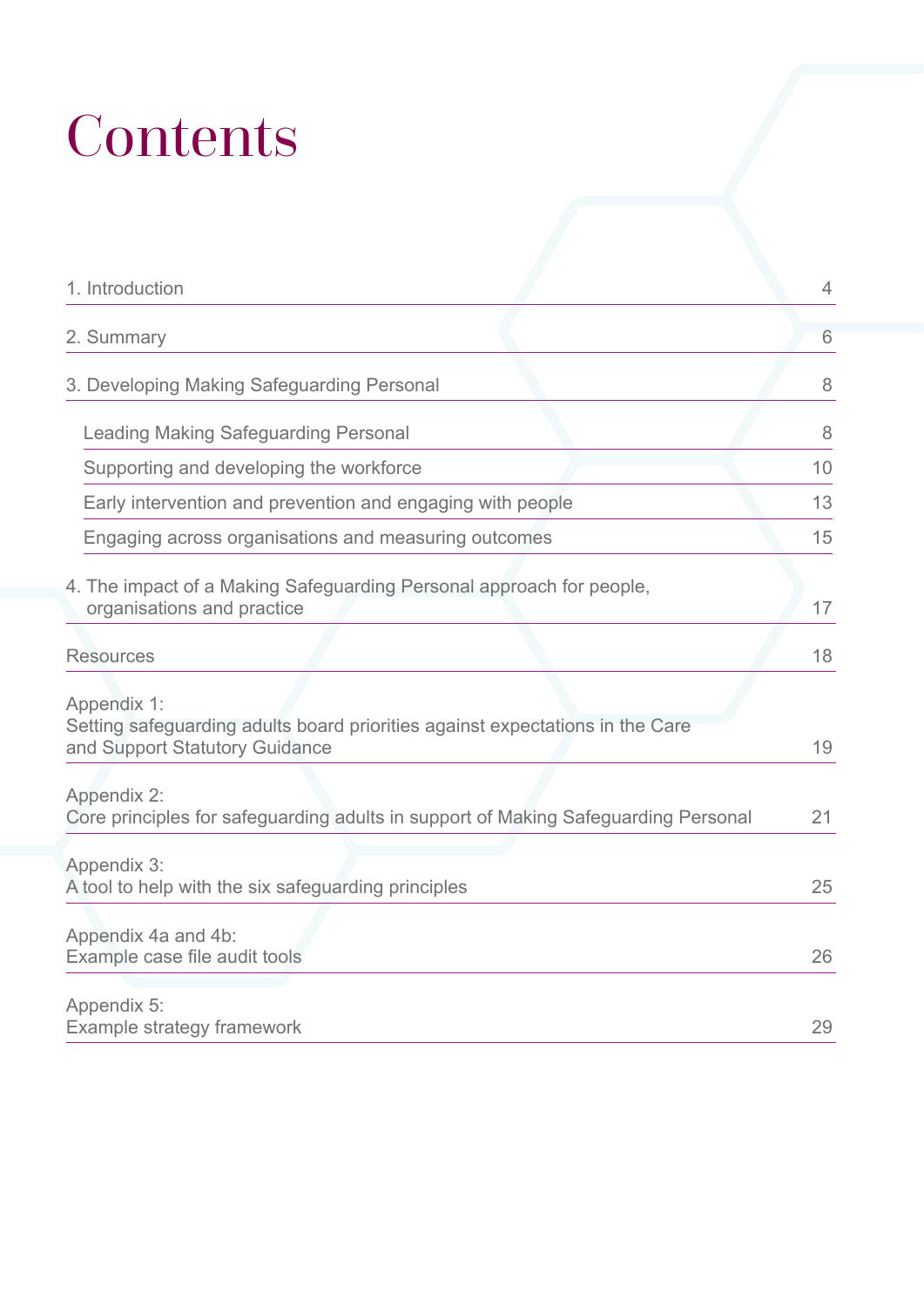# Contents

| | |
|---|---|
| 1. Introduction | 4 |
| 2. Summary | 6 |
| 3. Developing Making Safeguarding Personal | 8 |
| Leading Making Safeguarding Personal | 8 |
| Supporting and developing the workforce | 10 |
| Early intervention and prevention and engaging with people | 13 |
| Engaging across organisations and measuring outcomes | 15 |
| 4. The impact of a Making Safeguarding Personal approach for people, organisations and practice | 17 |
| Resources | 18 |
| Appendix 1: Setting safeguarding adults board priorities against expectations in the Care and Support Statutory Guidance | 19 |
| Appendix 2: Core principles for safeguarding adults in support of Making Safeguarding Personal | 21 |
| Appendix 3: A tool to help with the six safeguarding principles | 25 |
| Appendix 4a and 4b: Example case file audit tools | 26 |
| Appendix 5: Example strategy framework | 29 |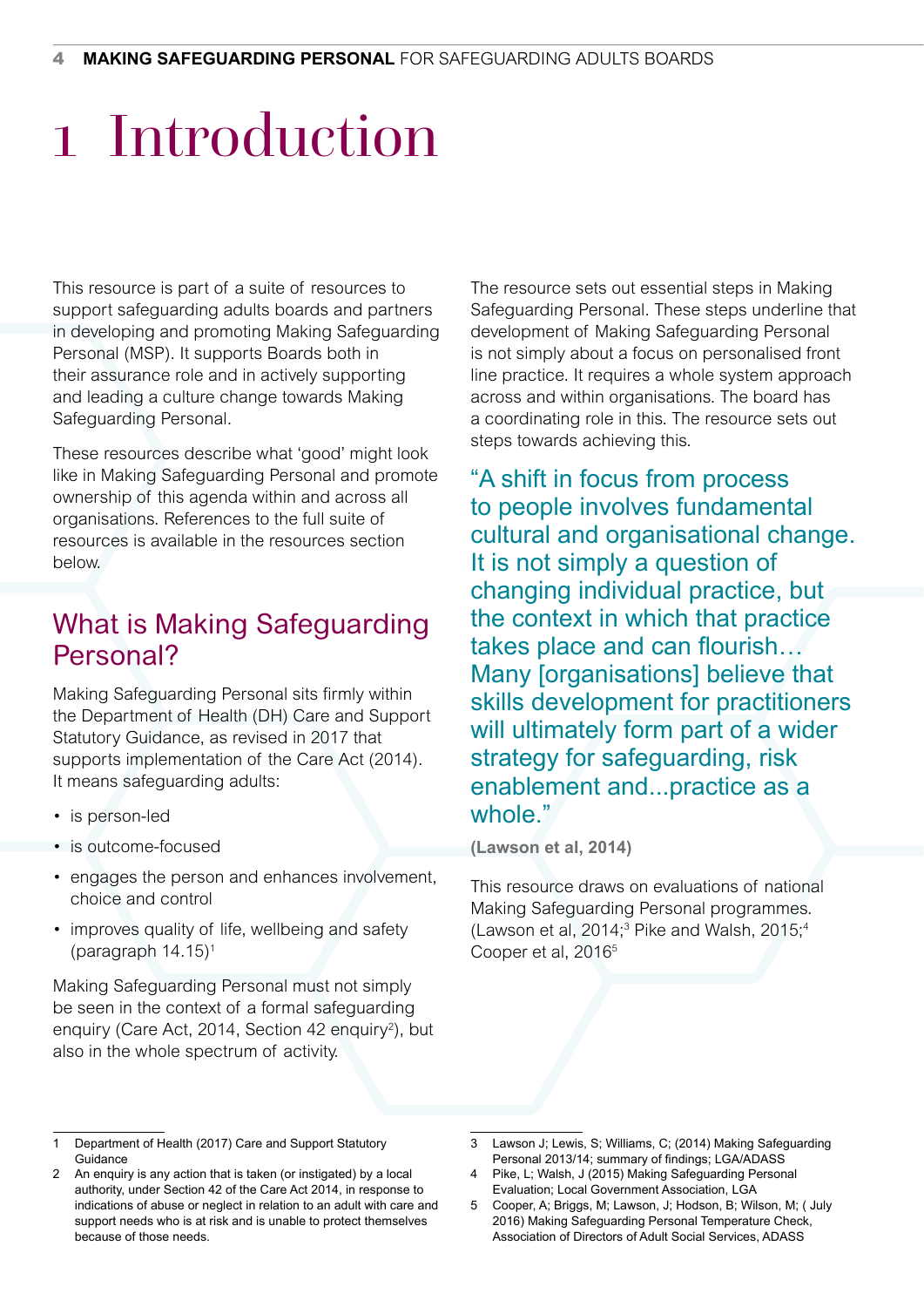# 1 Introduction

This resource is part of a suite of resources to support safeguarding adults boards and partners in developing and promoting Making Safeguarding Personal (MSP). It supports Boards both in their assurance role and in actively supporting and leading a culture change towards Making Safeguarding Personal.

These resources describe what 'good' might look like in Making Safeguarding Personal and promote ownership of this agenda within and across all organisations. References to the full suite of resources is available in the resources section below.

## What is Making Safeguarding Personal?

Making Safeguarding Personal sits firmly within the Department of Health (DH) Care and Support Statutory Guidance, as revised in 2017 that supports implementation of the Care Act (2014). It means safeguarding adults:

- is person-led
- is outcome-focused
- engages the person and enhances involvement, choice and control
- improves quality of life, wellbeing and safety (paragraph 14.15)[1]

Making Safeguarding Personal must not simply be seen in the context of a formal safeguarding enquiry (Care Act, 2014, Section 42 enquiry[2]), but also in the whole spectrum of activity.

The resource sets out essential steps in Making Safeguarding Personal. These steps underline that development of Making Safeguarding Personal is not simply about a focus on personalised front line practice. It requires a whole system approach across and within organisations. The board has a coordinating role in this. The resource sets out steps towards achieving this.

> "A shift in focus from process to people involves fundamental cultural and organisational change. It is not simply a question of changing individual practice, but the context in which that practice takes place and can flourish… Many [organisations] believe that skills development for practitioners will ultimately form part of a wider strategy for safeguarding, risk enablement and...practice as a whole."
>
> **(Lawson et al, 2014)**

This resource draws on evaluations of national Making Safeguarding Personal programmes. (Lawson et al, 2014;[3] Pike and Walsh, 2015;[4] Cooper et al, 2016[5]

---

1 Department of Health (2017) Care and Support Statutory Guidance

2 An enquiry is any action that is taken (or instigated) by a local authority, under Section 42 of the Care Act 2014, in response to indications of abuse or neglect in relation to an adult with care and support needs who is at risk and is unable to protect themselves because of those needs.

3 Lawson J; Lewis, S; Williams, C; (2014) Making Safeguarding Personal 2013/14; summary of findings; LGA/ADASS

4 Pike, L; Walsh, J (2015) Making Safeguarding Personal Evaluation; Local Government Association, LGA

5 Cooper, A; Briggs, M; Lawson, J; Hodson, B; Wilson, M; ( July 2016) Making Safeguarding Personal Temperature Check, Association of Directors of Adult Social Services, ADASS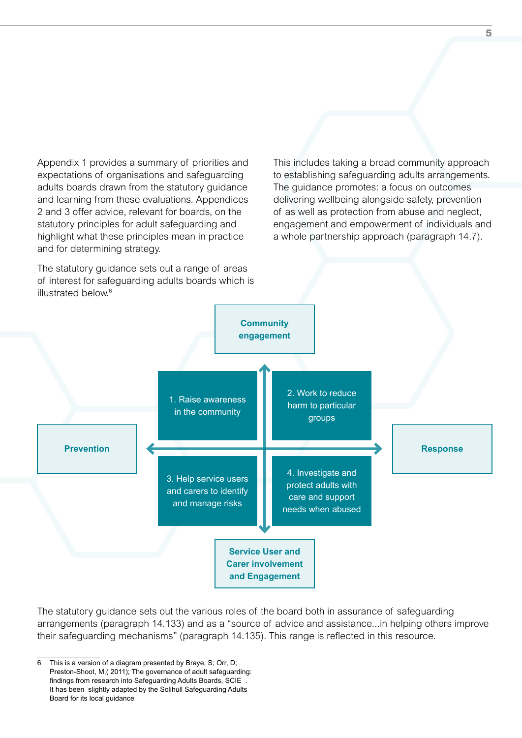Appendix 1 provides a summary of priorities and expectations of organisations and safeguarding adults boards drawn from the statutory guidance and learning from these evaluations. Appendices 2 and 3 offer advice, relevant for boards, on the statutory principles for adult safeguarding and highlight what these principles mean in practice and for determining strategy.

The statutory guidance sets out a range of areas of interest for safeguarding adults boards which is illustrated below.[6]

This includes taking a broad community approach to establishing safeguarding adults arrangements. The guidance promotes: a focus on outcomes delivering wellbeing alongside safety, prevention of as well as protection from abuse and neglect, engagement and empowerment of individuals and a whole partnership approach (paragraph 14.7).

**Community engagement**

**Prevention**

1. Raise awareness in the community

2. Work to reduce harm to particular groups

3. Help service users and carers to identify and manage risks

4. Investigate and protect adults with care and support needs when abused

**Response**

**Service User and Carer involvement and Engagement**

The statutory guidance sets out the various roles of the board both in assurance of safeguarding arrangements (paragraph 14.133) and as a "source of advice and assistance...in helping others improve their safeguarding mechanisms" (paragraph 14.135). This range is reflected in this resource.

---

6 This is a version of a diagram presented by Braye, S; Orr, D; Preston-Shoot, M,( 2011); The governance of adult safeguarding: findings from research into Safeguarding Adults Boards, SCIE . It has been slightly adapted by the Solihull Safeguarding Adults Board for its local guidance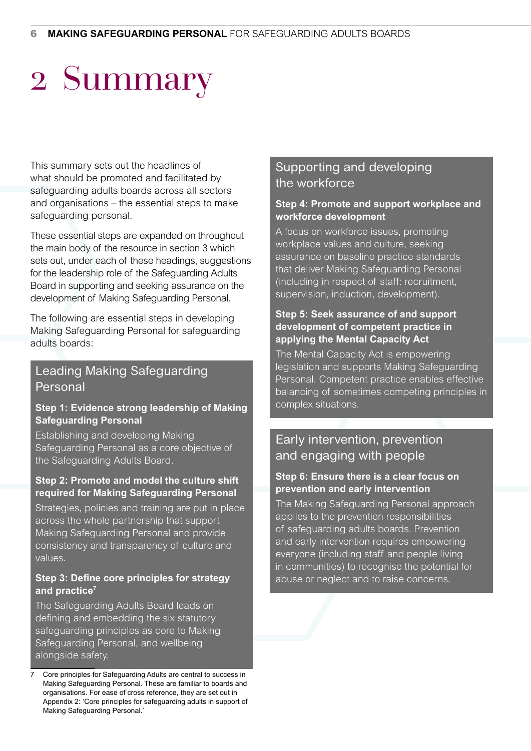# 2 Summary

This summary sets out the headlines of what should be promoted and facilitated by safeguarding adults boards across all sectors and organisations – the essential steps to make safeguarding personal.

These essential steps are expanded on throughout the main body of the resource in section 3 which sets out, under each of these headings, suggestions for the leadership role of the Safeguarding Adults Board in supporting and seeking assurance on the development of Making Safeguarding Personal.

The following are essential steps in developing Making Safeguarding Personal for safeguarding adults boards:

## Leading Making Safeguarding Personal

**Step 1: Evidence strong leadership of Making Safeguarding Personal**

Establishing and developing Making Safeguarding Personal as a core objective of the Safeguarding Adults Board.

**Step 2: Promote and model the culture shift required for Making Safeguarding Personal**

Strategies, policies and training are put in place across the whole partnership that support Making Safeguarding Personal and provide consistency and transparency of culture and values.

**Step 3: Define core principles for strategy and practice**[7]

The Safeguarding Adults Board leads on defining and embedding the six statutory safeguarding principles as core to Making Safeguarding Personal, and wellbeing alongside safety.

## Supporting and developing the workforce

**Step 4: Promote and support workplace and workforce development**

A focus on workforce issues, promoting workplace values and culture, seeking assurance on baseline practice standards that deliver Making Safeguarding Personal (including in respect of staff: recruitment, supervision, induction, development).

**Step 5: Seek assurance of and support development of competent practice in applying the Mental Capacity Act**

The Mental Capacity Act is empowering legislation and supports Making Safeguarding Personal. Competent practice enables effective balancing of sometimes competing principles in complex situations.

## Early intervention, prevention and engaging with people

**Step 6: Ensure there is a clear focus on prevention and early intervention**

The Making Safeguarding Personal approach applies to the prevention responsibilities of safeguarding adults boards. Prevention and early intervention requires empowering everyone (including staff and people living in communities) to recognise the potential for abuse or neglect and to raise concerns.

---

7 Core principles for Safeguarding Adults are central to success in Making Safeguarding Personal. These are familiar to boards and organisations. For ease of cross reference, they are set out in Appendix 2: 'Core principles for safeguarding adults in support of Making Safeguarding Personal.'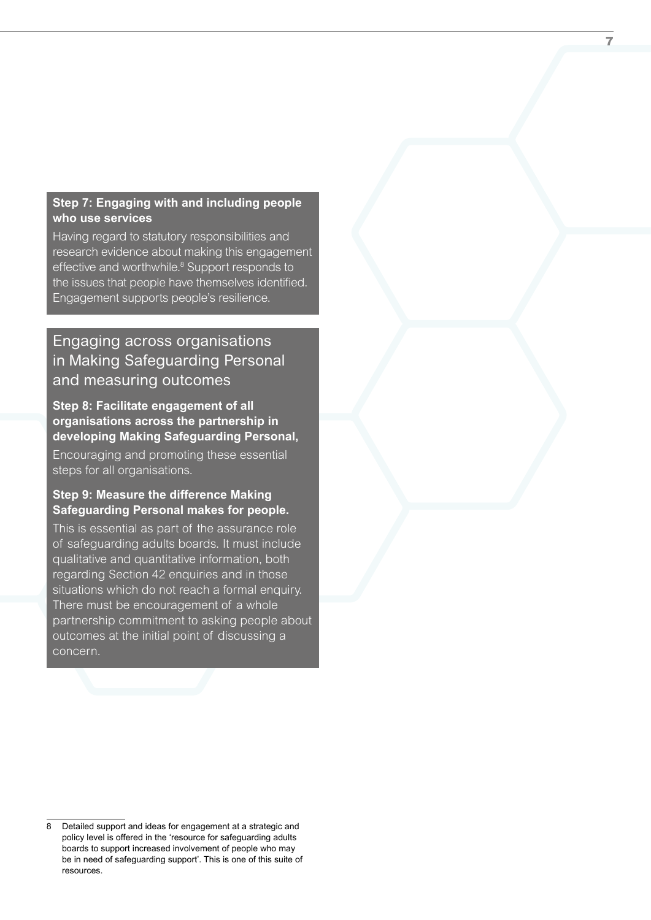**Step 7: Engaging with and including people who use services**

Having regard to statutory responsibilities and research evidence about making this engagement effective and worthwhile.[8] Support responds to the issues that people have themselves identified. Engagement supports people's resilience.

## Engaging across organisations in Making Safeguarding Personal and measuring outcomes

**Step 8: Facilitate engagement of all organisations across the partnership in developing Making Safeguarding Personal,**

Encouraging and promoting these essential steps for all organisations.

**Step 9: Measure the difference Making Safeguarding Personal makes for people.**

This is essential as part of the assurance role of safeguarding adults boards. It must include qualitative and quantitative information, both regarding Section 42 enquiries and in those situations which do not reach a formal enquiry. There must be encouragement of a whole partnership commitment to asking people about outcomes at the initial point of discussing a concern.

---

8 Detailed support and ideas for engagement at a strategic and policy level is offered in the 'resource for safeguarding adults boards to support increased involvement of people who may be in need of safeguarding support'. This is one of this suite of resources.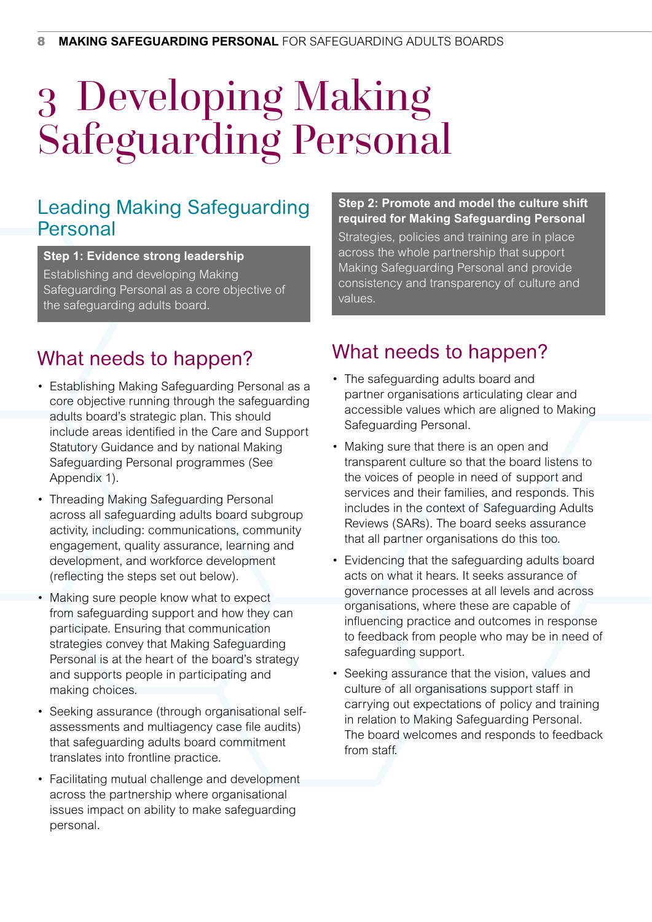# 3 Developing Making Safeguarding Personal

## Leading Making Safeguarding Personal

**Step 1: Evidence strong leadership**

Establishing and developing Making Safeguarding Personal as a core objective of the safeguarding adults board.

### What needs to happen?

- Establishing Making Safeguarding Personal as a core objective running through the safeguarding adults board's strategic plan. This should include areas identified in the Care and Support Statutory Guidance and by national Making Safeguarding Personal programmes (See Appendix 1).
- Threading Making Safeguarding Personal across all safeguarding adults board subgroup activity, including: communications, community engagement, quality assurance, learning and development, and workforce development (reflecting the steps set out below).
- Making sure people know what to expect from safeguarding support and how they can participate. Ensuring that communication strategies convey that Making Safeguarding Personal is at the heart of the board's strategy and supports people in participating and making choices.
- Seeking assurance (through organisational self-assessments and multiagency case file audits) that safeguarding adults board commitment translates into frontline practice.
- Facilitating mutual challenge and development across the partnership where organisational issues impact on ability to make safeguarding personal.

**Step 2: Promote and model the culture shift required for Making Safeguarding Personal**

Strategies, policies and training are in place across the whole partnership that support Making Safeguarding Personal and provide consistency and transparency of culture and values.

### What needs to happen?

- The safeguarding adults board and partner organisations articulating clear and accessible values which are aligned to Making Safeguarding Personal.
- Making sure that there is an open and transparent culture so that the board listens to the voices of people in need of support and services and their families, and responds. This includes in the context of Safeguarding Adults Reviews (SARs). The board seeks assurance that all partner organisations do this too.
- Evidencing that the safeguarding adults board acts on what it hears. It seeks assurance of governance processes at all levels and across organisations, where these are capable of influencing practice and outcomes in response to feedback from people who may be in need of safeguarding support.
- Seeking assurance that the vision, values and culture of all organisations support staff in carrying out expectations of policy and training in relation to Making Safeguarding Personal. The board welcomes and responds to feedback from staff.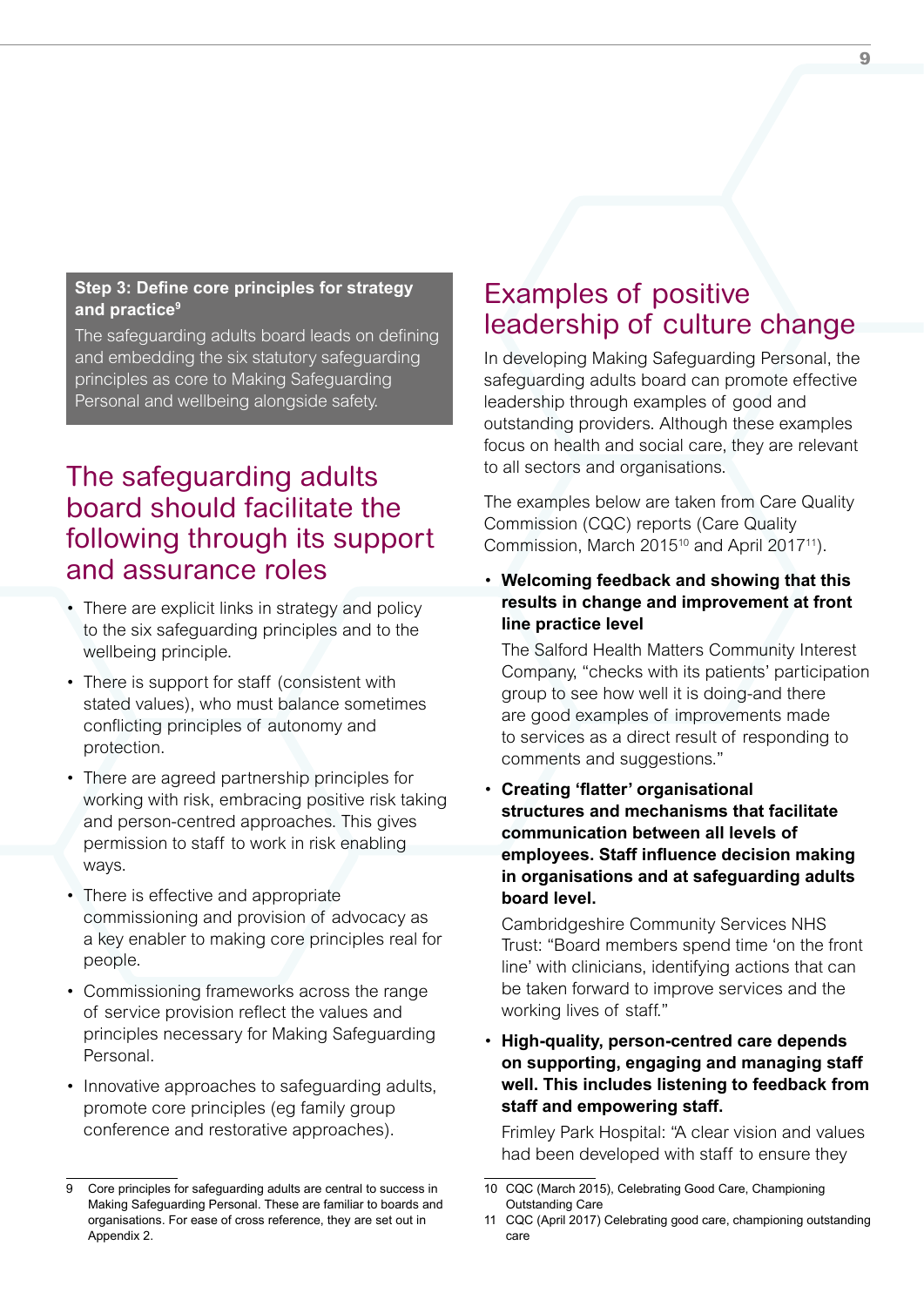**Step 3: Define core principles for strategy and practice**[9]

The safeguarding adults board leads on defining and embedding the six statutory safeguarding principles as core to Making Safeguarding Personal and wellbeing alongside safety.

## The safeguarding adults board should facilitate the following through its support and assurance roles

- There are explicit links in strategy and policy to the six safeguarding principles and to the wellbeing principle.
- There is support for staff (consistent with stated values), who must balance sometimes conflicting principles of autonomy and protection.
- There are agreed partnership principles for working with risk, embracing positive risk taking and person-centred approaches. This gives permission to staff to work in risk enabling ways.
- There is effective and appropriate commissioning and provision of advocacy as a key enabler to making core principles real for people.
- Commissioning frameworks across the range of service provision reflect the values and principles necessary for Making Safeguarding Personal.
- Innovative approaches to safeguarding adults, promote core principles (eg family group conference and restorative approaches).

## Examples of positive leadership of culture change

In developing Making Safeguarding Personal, the safeguarding adults board can promote effective leadership through examples of good and outstanding providers. Although these examples focus on health and social care, they are relevant to all sectors and organisations.

The examples below are taken from Care Quality Commission (CQC) reports (Care Quality Commission, March 2015[10] and April 2017[11]).

- **Welcoming feedback and showing that this results in change and improvement at front line practice level**

  The Salford Health Matters Community Interest Company, "checks with its patients' participation group to see how well it is doing-and there are good examples of improvements made to services as a direct result of responding to comments and suggestions."

- **Creating 'flatter' organisational structures and mechanisms that facilitate communication between all levels of employees. Staff influence decision making in organisations and at safeguarding adults board level.**

  Cambridgeshire Community Services NHS Trust: "Board members spend time 'on the front line' with clinicians, identifying actions that can be taken forward to improve services and the working lives of staff."

- **High-quality, person-centred care depends on supporting, engaging and managing staff well. This includes listening to feedback from staff and empowering staff.**

  Frimley Park Hospital: "A clear vision and values had been developed with staff to ensure they

---

9 Core principles for safeguarding adults are central to success in Making Safeguarding Personal. These are familiar to boards and organisations. For ease of cross reference, they are set out in Appendix 2.

10 CQC (March 2015), Celebrating Good Care, Championing Outstanding Care

11 CQC (April 2017) Celebrating good care, championing outstanding care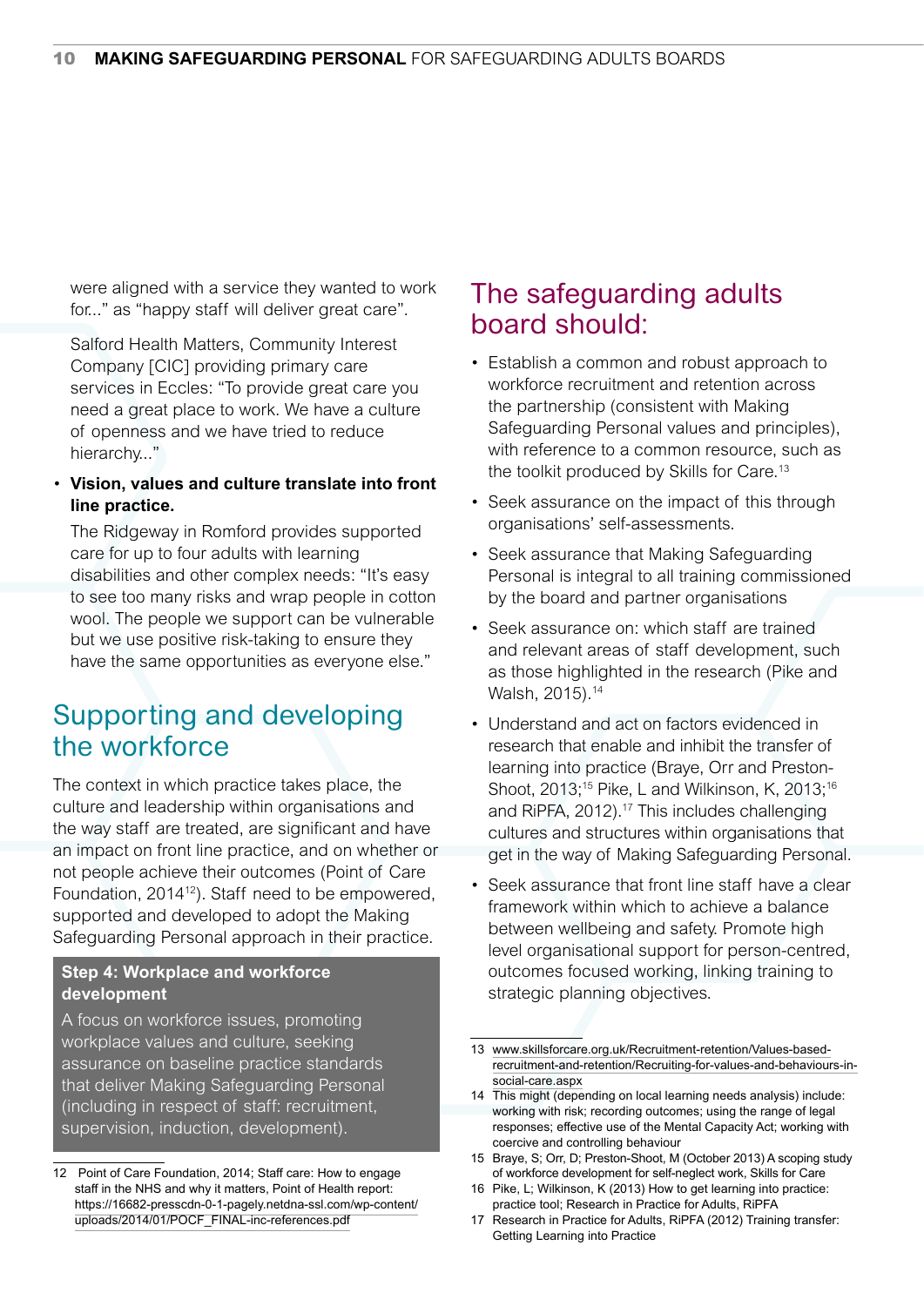were aligned with a service they wanted to work for..." as "happy staff will deliver great care".

Salford Health Matters, Community Interest Company [CIC] providing primary care services in Eccles: "To provide great care you need a great place to work. We have a culture of openness and we have tried to reduce hierarchy..."

- **Vision, values and culture translate into front line practice.**

  The Ridgeway in Romford provides supported care for up to four adults with learning disabilities and other complex needs: "It's easy to see too many risks and wrap people in cotton wool. The people we support can be vulnerable but we use positive risk-taking to ensure they have the same opportunities as everyone else."

## Supporting and developing the workforce

The context in which practice takes place, the culture and leadership within organisations and the way staff are treated, are significant and have an impact on front line practice, and on whether or not people achieve their outcomes (Point of Care Foundation, 2014[12]). Staff need to be empowered, supported and developed to adopt the Making Safeguarding Personal approach in their practice.

**Step 4: Workplace and workforce development**

A focus on workforce issues, promoting workplace values and culture, seeking assurance on baseline practice standards that deliver Making Safeguarding Personal (including in respect of staff: recruitment, supervision, induction, development).

## The safeguarding adults board should:

- Establish a common and robust approach to workforce recruitment and retention across the partnership (consistent with Making Safeguarding Personal values and principles), with reference to a common resource, such as the toolkit produced by Skills for Care.[13]
- Seek assurance on the impact of this through organisations' self-assessments.
- Seek assurance that Making Safeguarding Personal is integral to all training commissioned by the board and partner organisations
- Seek assurance on: which staff are trained and relevant areas of staff development, such as those highlighted in the research (Pike and Walsh, 2015).[14]
- Understand and act on factors evidenced in research that enable and inhibit the transfer of learning into practice (Braye, Orr and Preston-Shoot, 2013;[15] Pike, L and Wilkinson, K, 2013;[16] and RiPFA, 2012).[17] This includes challenging cultures and structures within organisations that get in the way of Making Safeguarding Personal.
- Seek assurance that front line staff have a clear framework within which to achieve a balance between wellbeing and safety. Promote high level organisational support for person-centred, outcomes focused working, linking training to strategic planning objectives.

---

12 Point of Care Foundation, 2014; Staff care: How to engage staff in the NHS and why it matters, Point of Health report: https://16682-presscdn-0-1-pagely.netdna-ssl.com/wp-content/uploads/2014/01/POCF_FINAL-inc-references.pdf

13 www.skillsforcare.org.uk/Recruitment-retention/Values-based-recruitment-and-retention/Recruiting-for-values-and-behaviours-in-social-care.aspx

14 This might (depending on local learning needs analysis) include: working with risk; recording outcomes; using the range of legal responses; effective use of the Mental Capacity Act; working with coercive and controlling behaviour

15 Braye, S; Orr, D; Preston-Shoot, M (October 2013) A scoping study of workforce development for self-neglect work, Skills for Care

16 Pike, L; Wilkinson, K (2013) How to get learning into practice: practice tool; Research in Practice for Adults, RiPFA

17 Research in Practice for Adults, RiPFA (2012) Training transfer: Getting Learning into Practice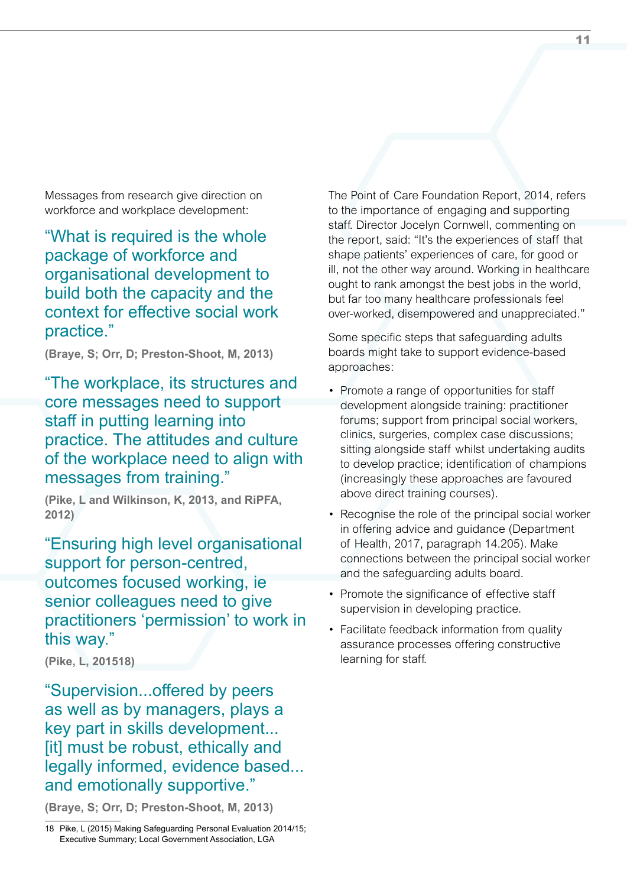Messages from research give direction on workforce and workplace development:

> "What is required is the whole package of workforce and organisational development to build both the capacity and the context for effective social work practice."

**(Braye, S; Orr, D; Preston-Shoot, M, 2013)**

> "The workplace, its structures and core messages need to support staff in putting learning into practice. The attitudes and culture of the workplace need to align with messages from training."

**(Pike, L and Wilkinson, K, 2013, and RiPFA, 2012)**

> "Ensuring high level organisational support for person-centred, outcomes focused working, ie senior colleagues need to give practitioners 'permission' to work in this way."

**(Pike, L, 2015[18])**

> "Supervision...offered by peers as well as by managers, plays a key part in skills development... [it] must be robust, ethically and legally informed, evidence based... and emotionally supportive."

**(Braye, S; Orr, D; Preston-Shoot, M, 2013)**

The Point of Care Foundation Report, 2014, refers to the importance of engaging and supporting staff. Director Jocelyn Cornwell, commenting on the report, said: "It's the experiences of staff that shape patients' experiences of care, for good or ill, not the other way around. Working in healthcare ought to rank amongst the best jobs in the world, but far too many healthcare professionals feel over-worked, disempowered and unappreciated."

Some specific steps that safeguarding adults boards might take to support evidence-based approaches:

- Promote a range of opportunities for staff development alongside training: practitioner forums; support from principal social workers, clinics, surgeries, complex case discussions; sitting alongside staff whilst undertaking audits to develop practice; identification of champions (increasingly these approaches are favoured above direct training courses).
- Recognise the role of the principal social worker in offering advice and guidance (Department of Health, 2017, paragraph 14.205). Make connections between the principal social worker and the safeguarding adults board.
- Promote the significance of effective staff supervision in developing practice.
- Facilitate feedback information from quality assurance processes offering constructive learning for staff.

---

18 Pike, L (2015) Making Safeguarding Personal Evaluation 2014/15; Executive Summary; Local Government Association, LGA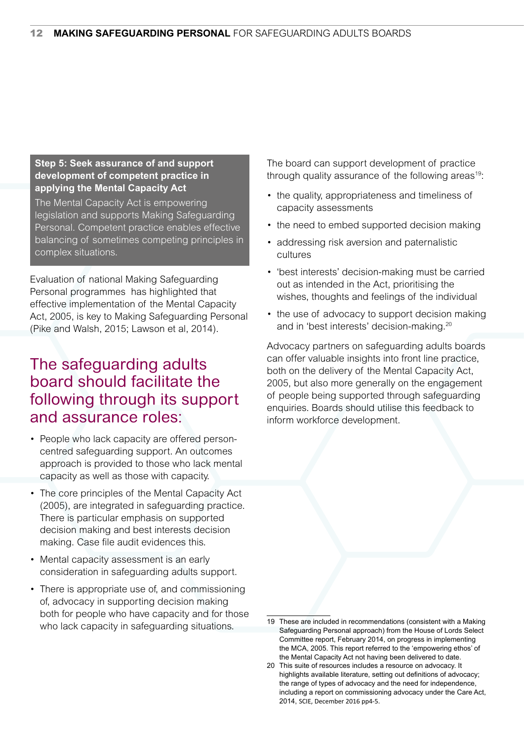**Step 5: Seek assurance of and support development of competent practice in applying the Mental Capacity Act**

The Mental Capacity Act is empowering legislation and supports Making Safeguarding Personal. Competent practice enables effective balancing of sometimes competing principles in complex situations.

Evaluation of national Making Safeguarding Personal programmes has highlighted that effective implementation of the Mental Capacity Act, 2005, is key to Making Safeguarding Personal (Pike and Walsh, 2015; Lawson et al, 2014).

## The safeguarding adults board should facilitate the following through its support and assurance roles:

- People who lack capacity are offered person-centred safeguarding support. An outcomes approach is provided to those who lack mental capacity as well as those with capacity.
- The core principles of the Mental Capacity Act (2005), are integrated in safeguarding practice. There is particular emphasis on supported decision making and best interests decision making. Case file audit evidences this.
- Mental capacity assessment is an early consideration in safeguarding adults support.
- There is appropriate use of, and commissioning of, advocacy in supporting decision making both for people who have capacity and for those who lack capacity in safeguarding situations.

The board can support development of practice through quality assurance of the following areas[19]:

- the quality, appropriateness and timeliness of capacity assessments
- the need to embed supported decision making
- addressing risk aversion and paternalistic cultures
- 'best interests' decision-making must be carried out as intended in the Act, prioritising the wishes, thoughts and feelings of the individual
- the use of advocacy to support decision making and in 'best interests' decision-making.[20]

Advocacy partners on safeguarding adults boards can offer valuable insights into front line practice, both on the delivery of the Mental Capacity Act, 2005, but also more generally on the engagement of people being supported through safeguarding enquiries. Boards should utilise this feedback to inform workforce development.

---

19 These are included in recommendations (consistent with a Making Safeguarding Personal approach) from the House of Lords Select Committee report, February 2014, on progress in implementing the MCA, 2005. This report referred to the 'empowering ethos' of the Mental Capacity Act not having been delivered to date.

20 This suite of resources includes a resource on advocacy. It highlights available literature, setting out definitions of advocacy; the range of types of advocacy and the need for independence, including a report on commissioning advocacy under the Care Act, 2014, SCIE, December 2016 pp4-5.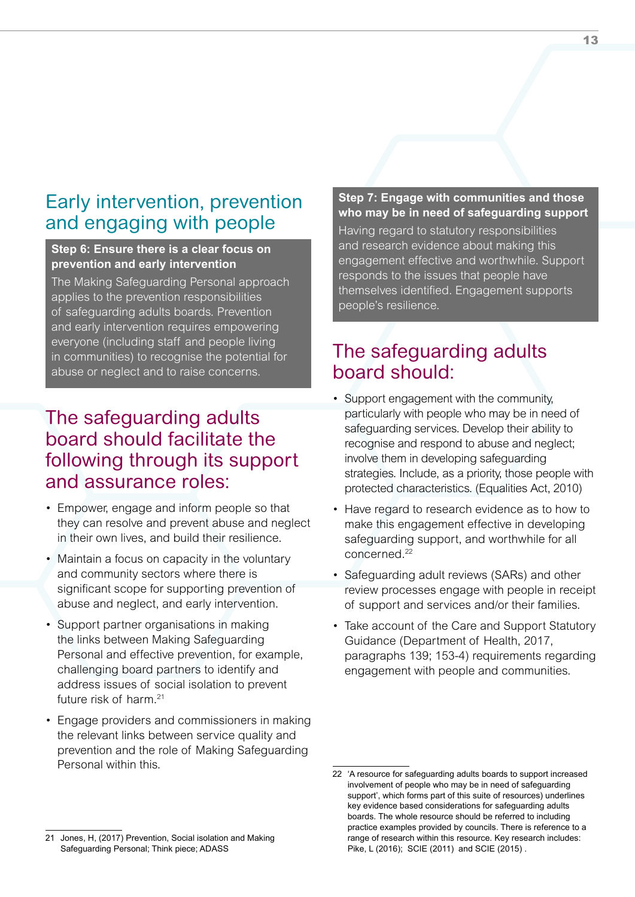## Early intervention, prevention and engaging with people

**Step 6: Ensure there is a clear focus on prevention and early intervention**

The Making Safeguarding Personal approach applies to the prevention responsibilities of safeguarding adults boards. Prevention and early intervention requires empowering everyone (including staff and people living in communities) to recognise the potential for abuse or neglect and to raise concerns.

## The safeguarding adults board should facilitate the following through its support and assurance roles:

- Empower, engage and inform people so that they can resolve and prevent abuse and neglect in their own lives, and build their resilience.
- Maintain a focus on capacity in the voluntary and community sectors where there is significant scope for supporting prevention of abuse and neglect, and early intervention.
- Support partner organisations in making the links between Making Safeguarding Personal and effective prevention, for example, challenging board partners to identify and address issues of social isolation to prevent future risk of harm.[21]
- Engage providers and commissioners in making the relevant links between service quality and prevention and the role of Making Safeguarding Personal within this.

**Step 7: Engage with communities and those who may be in need of safeguarding support**

Having regard to statutory responsibilities and research evidence about making this engagement effective and worthwhile. Support responds to the issues that people have themselves identified. Engagement supports people's resilience.

## The safeguarding adults board should:

- Support engagement with the community, particularly with people who may be in need of safeguarding services. Develop their ability to recognise and respond to abuse and neglect; involve them in developing safeguarding strategies. Include, as a priority, those people with protected characteristics. (Equalities Act, 2010)
- Have regard to research evidence as to how to make this engagement effective in developing safeguarding support, and worthwhile for all concerned.[22]
- Safeguarding adult reviews (SARs) and other review processes engage with people in receipt of support and services and/or their families.
- Take account of the Care and Support Statutory Guidance (Department of Health, 2017, paragraphs 139; 153-4) requirements regarding engagement with people and communities.

---

21 Jones, H, (2017) Prevention, Social isolation and Making Safeguarding Personal; Think piece; ADASS

22 'A resource for safeguarding adults boards to support increased involvement of people who may be in need of safeguarding support', which forms part of this suite of resources) underlines key evidence based considerations for safeguarding adults boards. The whole resource should be referred to including practice examples provided by councils. There is reference to a range of research within this resource. Key research includes: Pike, L (2016); SCIE (2011) and SCIE (2015) .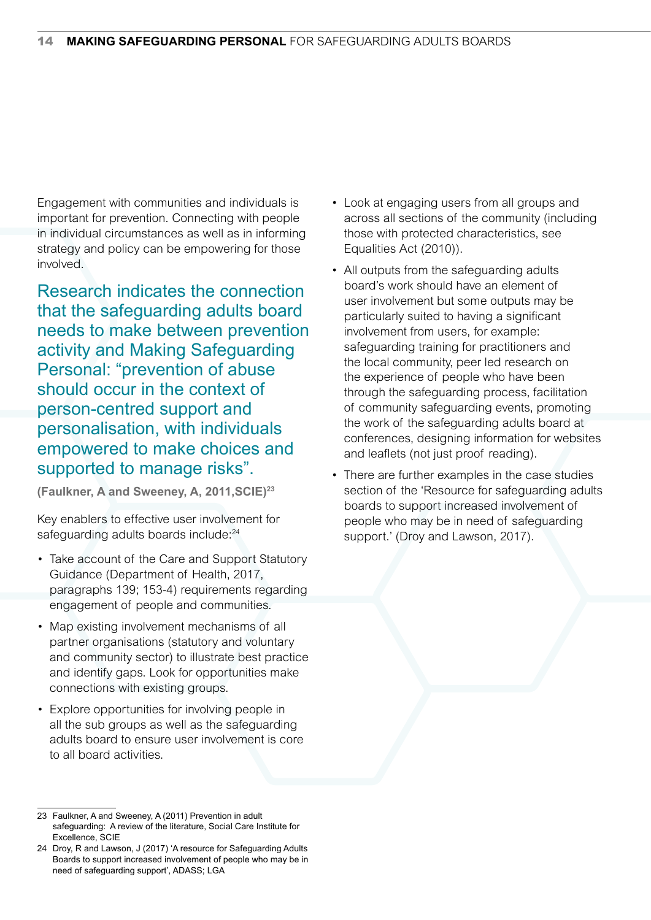Engagement with communities and individuals is important for prevention. Connecting with people in individual circumstances as well as in informing strategy and policy can be empowering for those involved.

> Research indicates the connection that the safeguarding adults board needs to make between prevention activity and Making Safeguarding Personal: "prevention of abuse should occur in the context of person-centred support and personalisation, with individuals empowered to make choices and supported to manage risks".
>
> **(Faulkner, A and Sweeney, A, 2011,SCIE)**[23]

Key enablers to effective user involvement for safeguarding adults boards include:[24]

- Take account of the Care and Support Statutory Guidance (Department of Health, 2017, paragraphs 139; 153-4) requirements regarding engagement of people and communities.
- Map existing involvement mechanisms of all partner organisations (statutory and voluntary and community sector) to illustrate best practice and identify gaps. Look for opportunities make connections with existing groups.
- Explore opportunities for involving people in all the sub groups as well as the safeguarding adults board to ensure user involvement is core to all board activities.
- Look at engaging users from all groups and across all sections of the community (including those with protected characteristics, see Equalities Act (2010)).
- All outputs from the safeguarding adults board's work should have an element of user involvement but some outputs may be particularly suited to having a significant involvement from users, for example: safeguarding training for practitioners and the local community, peer led research on the experience of people who have been through the safeguarding process, facilitation of community safeguarding events, promoting the work of the safeguarding adults board at conferences, designing information for websites and leaflets (not just proof reading).
- There are further examples in the case studies section of the 'Resource for safeguarding adults boards to support increased involvement of people who may be in need of safeguarding support.' (Droy and Lawson, 2017).

---

23 Faulkner, A and Sweeney, A (2011) Prevention in adult safeguarding: A review of the literature, Social Care Institute for Excellence, SCIE

24 Droy, R and Lawson, J (2017) 'A resource for Safeguarding Adults Boards to support increased involvement of people who may be in need of safeguarding support', ADASS; LGA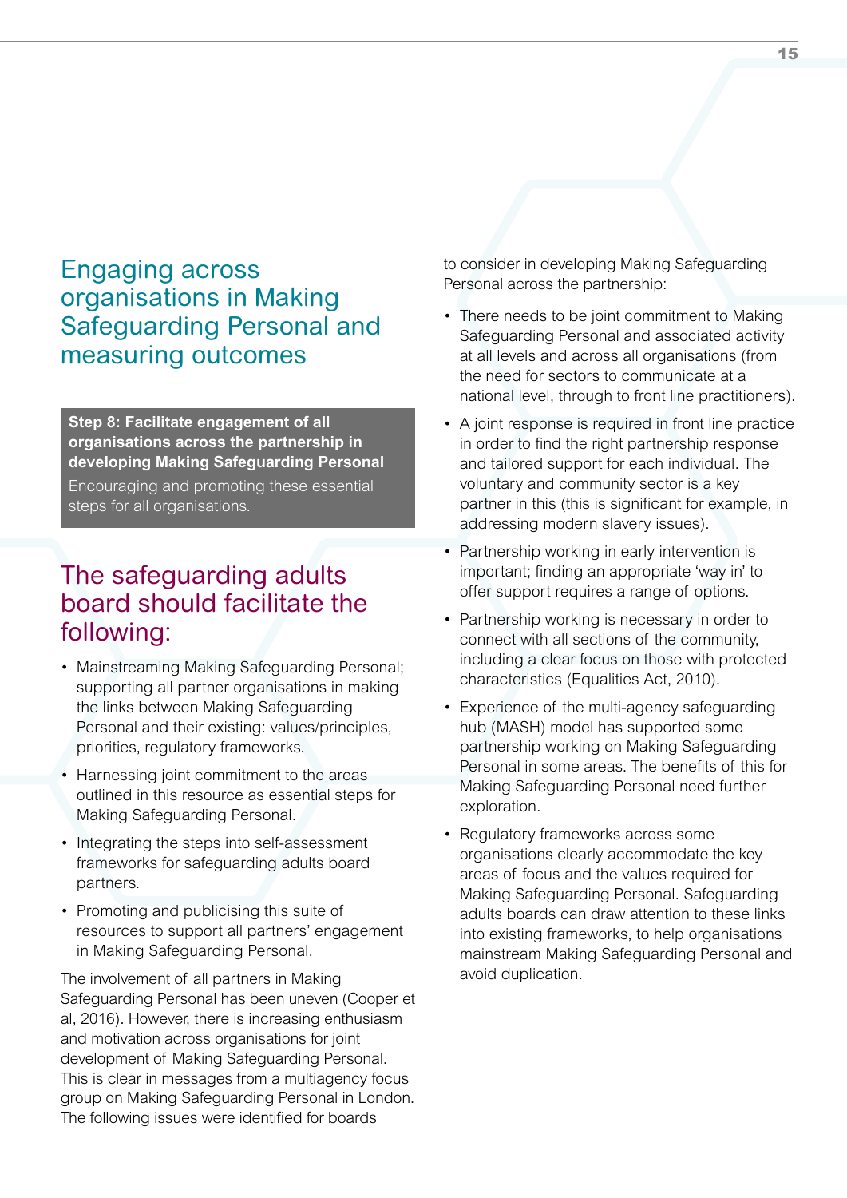## Engaging across organisations in Making Safeguarding Personal and measuring outcomes

**Step 8: Facilitate engagement of all organisations across the partnership in developing Making Safeguarding Personal**

Encouraging and promoting these essential steps for all organisations.

### The safeguarding adults board should facilitate the following:

- Mainstreaming Making Safeguarding Personal; supporting all partner organisations in making the links between Making Safeguarding Personal and their existing: values/principles, priorities, regulatory frameworks.
- Harnessing joint commitment to the areas outlined in this resource as essential steps for Making Safeguarding Personal.
- Integrating the steps into self-assessment frameworks for safeguarding adults board partners.
- Promoting and publicising this suite of resources to support all partners' engagement in Making Safeguarding Personal.

The involvement of all partners in Making Safeguarding Personal has been uneven (Cooper et al, 2016). However, there is increasing enthusiasm and motivation across organisations for joint development of Making Safeguarding Personal. This is clear in messages from a multiagency focus group on Making Safeguarding Personal in London. The following issues were identified for boards to consider in developing Making Safeguarding Personal across the partnership:

- There needs to be joint commitment to Making Safeguarding Personal and associated activity at all levels and across all organisations (from the need for sectors to communicate at a national level, through to front line practitioners).
- A joint response is required in front line practice in order to find the right partnership response and tailored support for each individual. The voluntary and community sector is a key partner in this (this is significant for example, in addressing modern slavery issues).
- Partnership working in early intervention is important; finding an appropriate 'way in' to offer support requires a range of options.
- Partnership working is necessary in order to connect with all sections of the community, including a clear focus on those with protected characteristics (Equalities Act, 2010).
- Experience of the multi-agency safeguarding hub (MASH) model has supported some partnership working on Making Safeguarding Personal in some areas. The benefits of this for Making Safeguarding Personal need further exploration.
- Regulatory frameworks across some organisations clearly accommodate the key areas of focus and the values required for Making Safeguarding Personal. Safeguarding adults boards can draw attention to these links into existing frameworks, to help organisations mainstream Making Safeguarding Personal and avoid duplication.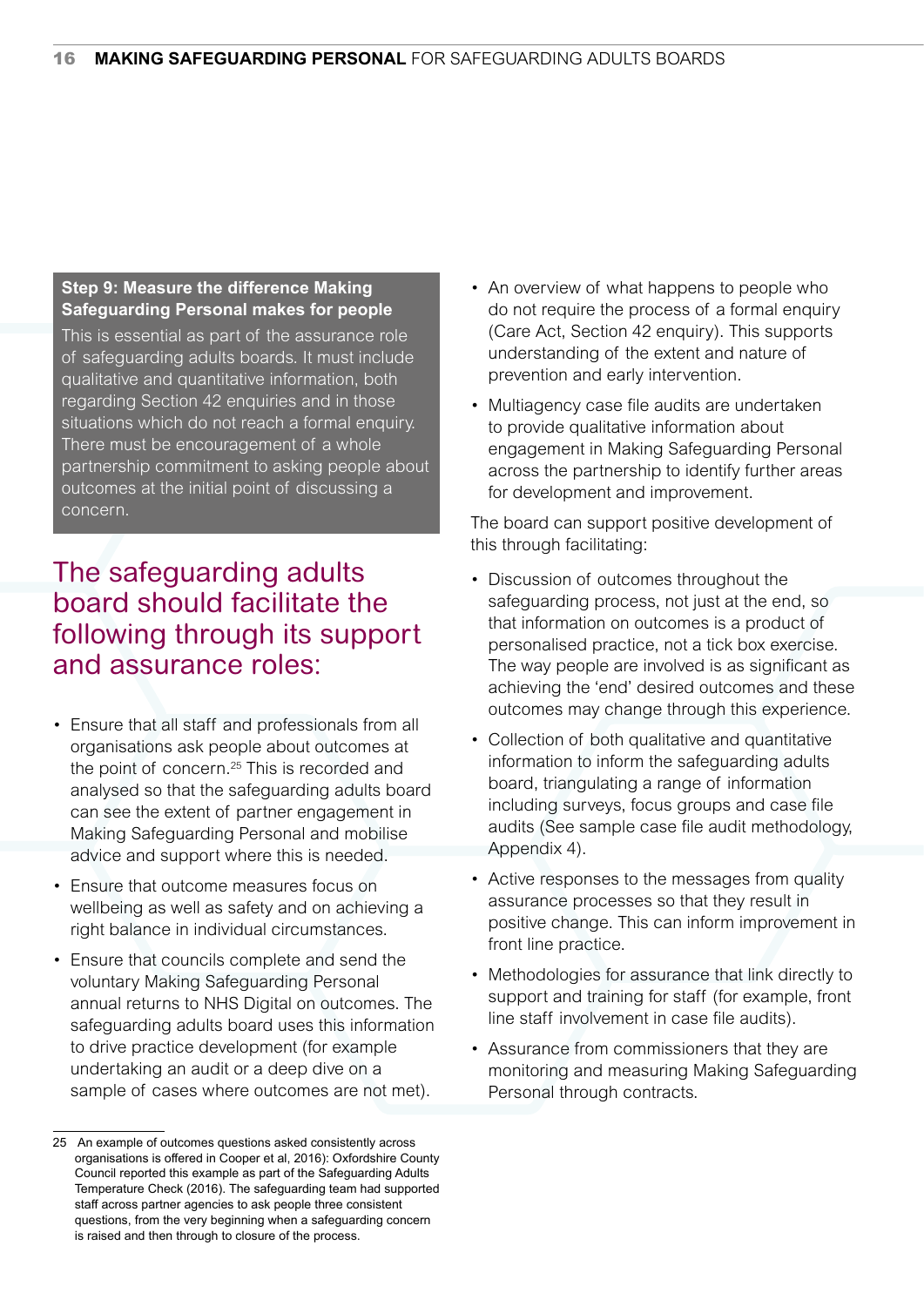**Step 9: Measure the difference Making Safeguarding Personal makes for people**

This is essential as part of the assurance role of safeguarding adults boards. It must include qualitative and quantitative information, both regarding Section 42 enquiries and in those situations which do not reach a formal enquiry. There must be encouragement of a whole partnership commitment to asking people about outcomes at the initial point of discussing a concern.

## The safeguarding adults board should facilitate the following through its support and assurance roles:

- Ensure that all staff and professionals from all organisations ask people about outcomes at the point of concern.[25] This is recorded and analysed so that the safeguarding adults board can see the extent of partner engagement in Making Safeguarding Personal and mobilise advice and support where this is needed.
- Ensure that outcome measures focus on wellbeing as well as safety and on achieving a right balance in individual circumstances.
- Ensure that councils complete and send the voluntary Making Safeguarding Personal annual returns to NHS Digital on outcomes. The safeguarding adults board uses this information to drive practice development (for example undertaking an audit or a deep dive on a sample of cases where outcomes are not met).
- An overview of what happens to people who do not require the process of a formal enquiry (Care Act, Section 42 enquiry). This supports understanding of the extent and nature of prevention and early intervention.
- Multiagency case file audits are undertaken to provide qualitative information about engagement in Making Safeguarding Personal across the partnership to identify further areas for development and improvement.

The board can support positive development of this through facilitating:

- Discussion of outcomes throughout the safeguarding process, not just at the end, so that information on outcomes is a product of personalised practice, not a tick box exercise. The way people are involved is as significant as achieving the 'end' desired outcomes and these outcomes may change through this experience.
- Collection of both qualitative and quantitative information to inform the safeguarding adults board, triangulating a range of information including surveys, focus groups and case file audits (See sample case file audit methodology, Appendix 4).
- Active responses to the messages from quality assurance processes so that they result in positive change. This can inform improvement in front line practice.
- Methodologies for assurance that link directly to support and training for staff (for example, front line staff involvement in case file audits).
- Assurance from commissioners that they are monitoring and measuring Making Safeguarding Personal through contracts.

---

25 An example of outcomes questions asked consistently across organisations is offered in Cooper et al, 2016): Oxfordshire County Council reported this example as part of the Safeguarding Adults Temperature Check (2016). The safeguarding team had supported staff across partner agencies to ask people three consistent questions, from the very beginning when a safeguarding concern is raised and then through to closure of the process.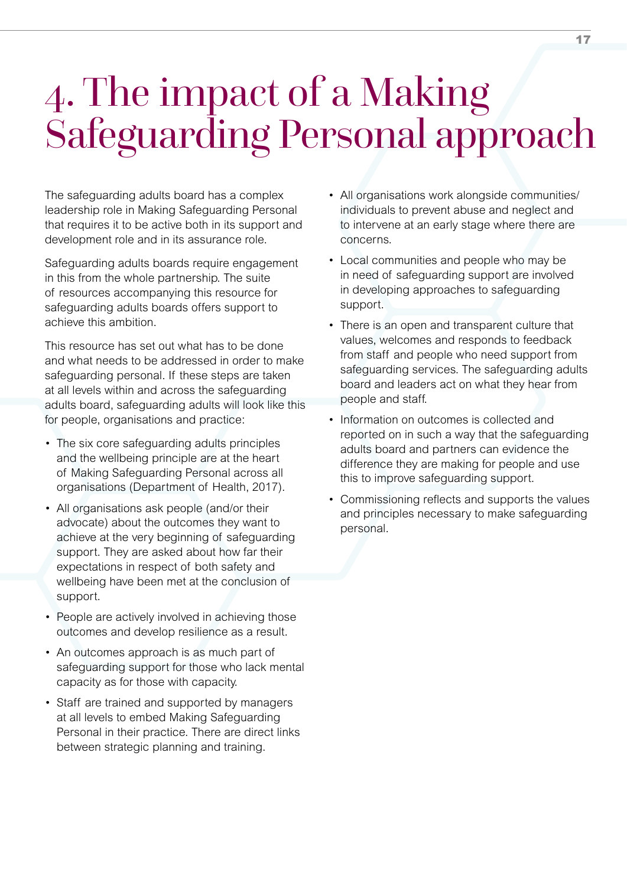# 4. The impact of a Making Safeguarding Personal approach

The safeguarding adults board has a complex leadership role in Making Safeguarding Personal that requires it to be active both in its support and development role and in its assurance role.

Safeguarding adults boards require engagement in this from the whole partnership. The suite of resources accompanying this resource for safeguarding adults boards offers support to achieve this ambition.

This resource has set out what has to be done and what needs to be addressed in order to make safeguarding personal. If these steps are taken at all levels within and across the safeguarding adults board, safeguarding adults will look like this for people, organisations and practice:

- The six core safeguarding adults principles and the wellbeing principle are at the heart of Making Safeguarding Personal across all organisations (Department of Health, 2017).
- All organisations ask people (and/or their advocate) about the outcomes they want to achieve at the very beginning of safeguarding support. They are asked about how far their expectations in respect of both safety and wellbeing have been met at the conclusion of support.
- People are actively involved in achieving those outcomes and develop resilience as a result.
- An outcomes approach is as much part of safeguarding support for those who lack mental capacity as for those with capacity.
- Staff are trained and supported by managers at all levels to embed Making Safeguarding Personal in their practice. There are direct links between strategic planning and training.
- All organisations work alongside communities/individuals to prevent abuse and neglect and to intervene at an early stage where there are concerns.
- Local communities and people who may be in need of safeguarding support are involved in developing approaches to safeguarding support.
- There is an open and transparent culture that values, welcomes and responds to feedback from staff and people who need support from safeguarding services. The safeguarding adults board and leaders act on what they hear from people and staff.
- Information on outcomes is collected and reported on in such a way that the safeguarding adults board and partners can evidence the difference they are making for people and use this to improve safeguarding support.
- Commissioning reflects and supports the values and principles necessary to make safeguarding personal.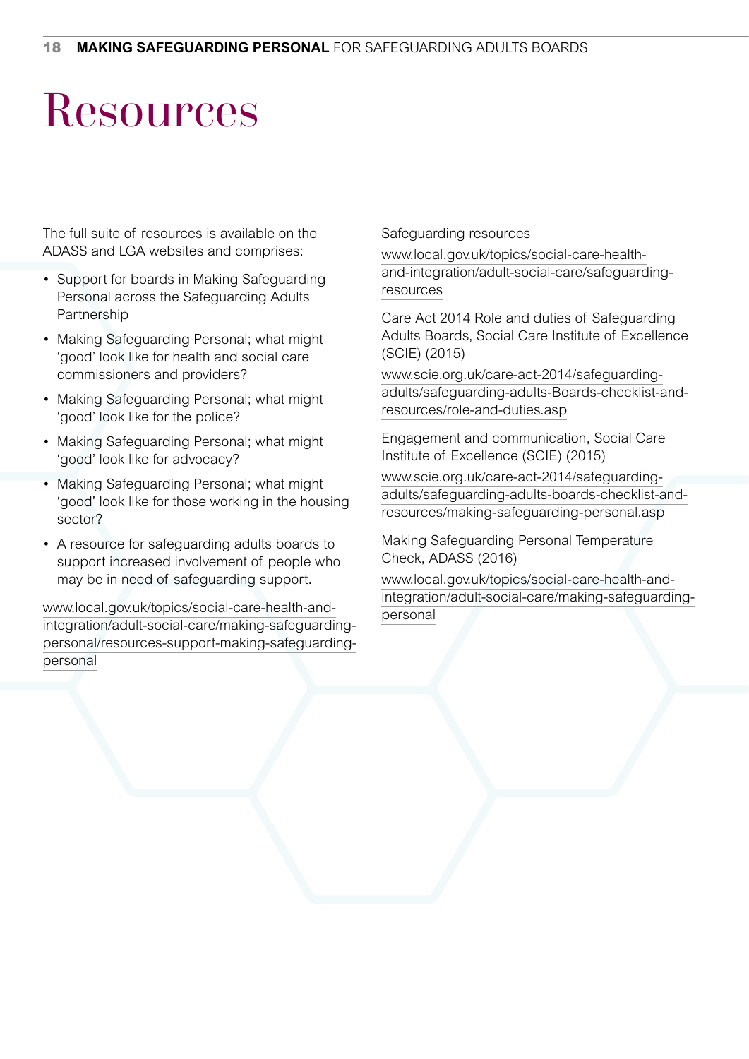# Resources

The full suite of resources is available on the ADASS and LGA websites and comprises:

- Support for boards in Making Safeguarding Personal across the Safeguarding Adults Partnership
- Making Safeguarding Personal; what might 'good' look like for health and social care commissioners and providers?
- Making Safeguarding Personal; what might 'good' look like for the police?
- Making Safeguarding Personal; what might 'good' look like for advocacy?
- Making Safeguarding Personal; what might 'good' look like for those working in the housing sector?
- A resource for safeguarding adults boards to support increased involvement of people who may be in need of safeguarding support.

www.local.gov.uk/topics/social-care-health-and-integration/adult-social-care/making-safeguarding-personal/resources-support-making-safeguarding-personal

Safeguarding resources

www.local.gov.uk/topics/social-care-health-and-integration/adult-social-care/safeguarding-resources

Care Act 2014 Role and duties of Safeguarding Adults Boards, Social Care Institute of Excellence (SCIE) (2015)

www.scie.org.uk/care-act-2014/safeguarding-adults/safeguarding-adults-Boards-checklist-and-resources/role-and-duties.asp

Engagement and communication, Social Care Institute of Excellence (SCIE) (2015)

www.scie.org.uk/care-act-2014/safeguarding-adults/safeguarding-adults-boards-checklist-and-resources/making-safeguarding-personal.asp

Making Safeguarding Personal Temperature Check, ADASS (2016)

www.local.gov.uk/topics/social-care-health-and-integration/adult-social-care/making-safeguarding-personal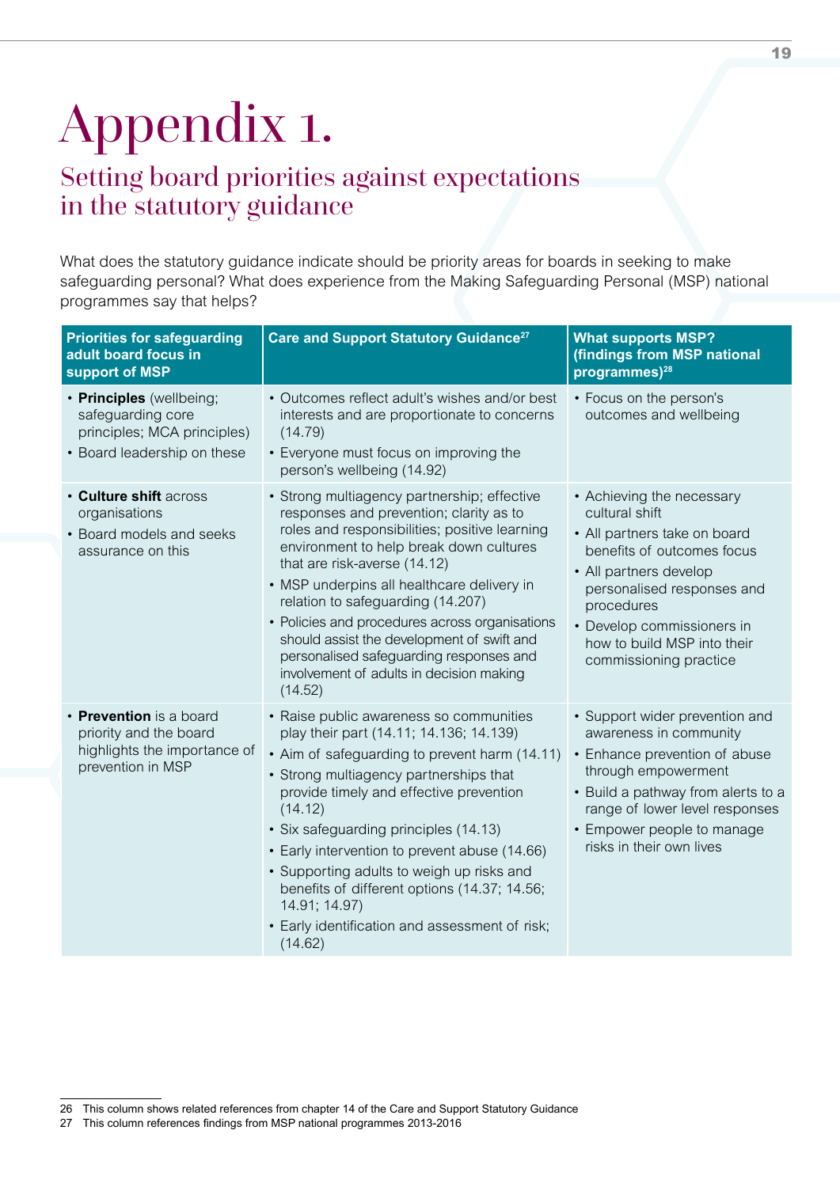# Appendix 1.

## Setting board priorities against expectations in the statutory guidance

What does the statutory guidance indicate should be priority areas for boards in seeking to make safeguarding personal? What does experience from the Making Safeguarding Personal (MSP) national programmes say that helps?

| Priorities for safeguarding adult board focus in support of MSP | Care and Support Statutory Guidance[27] | What supports MSP? (findings from MSP national programmes)[28] |
|---|---|---|
| • **Principles** (wellbeing; safeguarding core principles; MCA principles)<br>• Board leadership on these | • Outcomes reflect adult's wishes and/or best interests and are proportionate to concerns (14.79)<br>• Everyone must focus on improving the person's wellbeing (14.92) | • Focus on the person's outcomes and wellbeing |
| • **Culture shift** across organisations<br>• Board models and seeks assurance on this | • Strong multiagency partnership; effective responses and prevention; clarity as to roles and responsibilities; positive learning environment to help break down cultures that are risk-averse (14.12)<br>• MSP underpins all healthcare delivery in relation to safeguarding (14.207)<br>• Policies and procedures across organisations should assist the development of swift and personalised safeguarding responses and involvement of adults in decision making (14.52) | • Achieving the necessary cultural shift<br>• All partners take on board benefits of outcomes focus<br>• All partners develop personalised responses and procedures<br>• Develop commissioners in how to build MSP into their commissioning practice |
| • **Prevention** is a board priority and the board highlights the importance of prevention in MSP | • Raise public awareness so communities play their part (14.11; 14.136; 14.139)<br>• Aim of safeguarding to prevent harm (14.11)<br>• Strong multiagency partnerships that provide timely and effective prevention (14.12)<br>• Six safeguarding principles (14.13)<br>• Early intervention to prevent abuse (14.66)<br>• Supporting adults to weigh up risks and benefits of different options (14.37; 14.56; 14.91; 14.97)<br>• Early identification and assessment of risk; (14.62) | • Support wider prevention and awareness in community<br>• Enhance prevention of abuse through empowerment<br>• Build a pathway from alerts to a range of lower level responses<br>• Empower people to manage risks in their own lives |

26 This column shows related references from chapter 14 of the Care and Support Statutory Guidance

27 This column references findings from MSP national programmes 2013-2016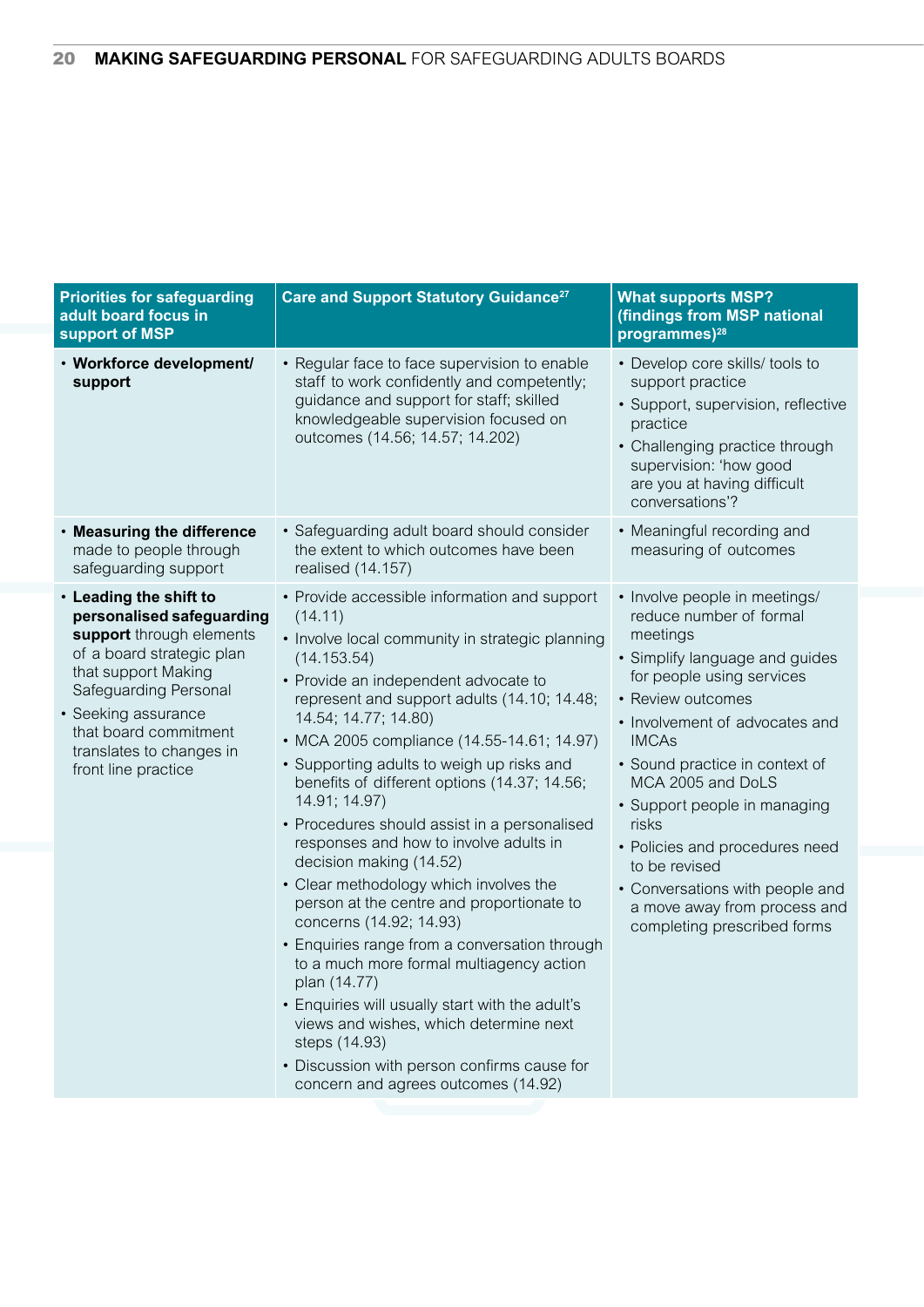| Priorities for safeguarding adult board focus in support of MSP | Care and Support Statutory Guidance[27] | What supports MSP? (findings from MSP national programmes)[28] |
|---|---|---|
| • **Workforce development/ support** | • Regular face to face supervision to enable staff to work confidently and competently; guidance and support for staff; skilled knowledgeable supervision focused on outcomes (14.56; 14.57; 14.202) | • Develop core skills/ tools to support practice<br>• Support, supervision, reflective practice<br>• Challenging practice through supervision: 'how good are you at having difficult conversations'? |
| • **Measuring the difference** made to people through safeguarding support | • Safeguarding adult board should consider the extent to which outcomes have been realised (14.157) | • Meaningful recording and measuring of outcomes |
| • **Leading the shift to personalised safeguarding support** through elements of a board strategic plan that support Making Safeguarding Personal<br>• Seeking assurance that board commitment translates to changes in front line practice | • Provide accessible information and support (14.11)<br>• Involve local community in strategic planning (14.153.54)<br>• Provide an independent advocate to represent and support adults (14.10; 14.48; 14.54; 14.77; 14.80)<br>• MCA 2005 compliance (14.55-14.61; 14.97)<br>• Supporting adults to weigh up risks and benefits of different options (14.37; 14.56; 14.91; 14.97)<br>• Procedures should assist in a personalised responses and how to involve adults in decision making (14.52)<br>• Clear methodology which involves the person at the centre and proportionate to concerns (14.92; 14.93)<br>• Enquiries range from a conversation through to a much more formal multiagency action plan (14.77)<br>• Enquiries will usually start with the adult's views and wishes, which determine next steps (14.93)<br>• Discussion with person confirms cause for concern and agrees outcomes (14.92) | • Involve people in meetings/ reduce number of formal meetings<br>• Simplify language and guides for people using services<br>• Review outcomes<br>• Involvement of advocates and IMCAs<br>• Sound practice in context of MCA 2005 and DoLS<br>• Support people in managing risks<br>• Policies and procedures need to be revised<br>• Conversations with people and a move away from process and completing prescribed forms |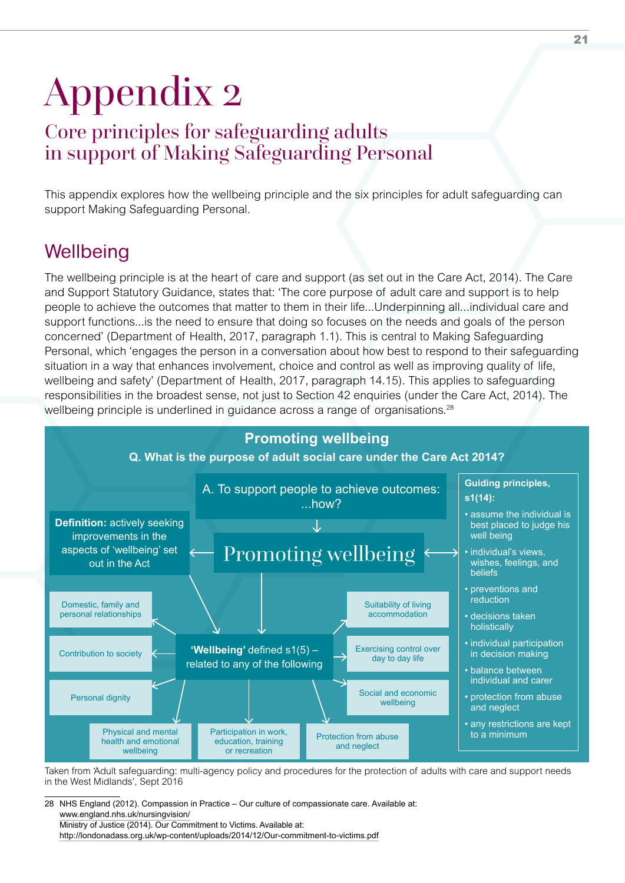# Appendix 2

## Core principles for safeguarding adults in support of Making Safeguarding Personal

This appendix explores how the wellbeing principle and the six principles for adult safeguarding can support Making Safeguarding Personal.

## Wellbeing

The wellbeing principle is at the heart of care and support (as set out in the Care Act, 2014). The Care and Support Statutory Guidance, states that: 'The core purpose of adult care and support is to help people to achieve the outcomes that matter to them in their life...Underpinning all...individual care and support functions...is the need to ensure that doing so focuses on the needs and goals of the person concerned' (Department of Health, 2017, paragraph 1.1). This is central to Making Safeguarding Personal, which 'engages the person in a conversation about how best to respond to their safeguarding situation in a way that enhances involvement, choice and control as well as improving quality of life, wellbeing and safety' (Department of Health, 2017, paragraph 14.15). This applies to safeguarding responsibilities in the broadest sense, not just to Section 42 enquiries (under the Care Act, 2014). The wellbeing principle is underlined in guidance across a range of organisations.[28]

**Promoting wellbeing**

**Q. What is the purpose of adult social care under the Care Act 2014?**

A. To support people to achieve outcomes: ...how?

↓

**Promoting wellbeing**

**Definition:** actively seeking improvements in the aspects of 'wellbeing' set out in the Act

**Guiding principles, s1(14):**

- assume the individual is best placed to judge his well being
- individual's views, wishes, feelings, and beliefs
- preventions and reduction
- decisions taken holistically
- individual participation in decision making
- balance between individual and carer
- protection from abuse and neglect
- any restrictions are kept to a minimum

**'Wellbeing'** defined s1(5) – related to any of the following:

- Domestic, family and personal relationships
- Contribution to society
- Personal dignity
- Physical and mental health and emotional wellbeing
- Participation in work, education, training or recreation
- Protection from abuse and neglect
- Social and economic wellbeing
- Exercising control over day to day life
- Suitability of living accommodation

Taken from 'Adult safeguarding: multi-agency policy and procedures for the protection of adults with care and support needs in the West Midlands', Sept 2016

28 NHS England (2012). Compassion in Practice – Our culture of compassionate care. Available at: www.england.nhs.uk/nursingvision/
Ministry of Justice (2014). Our Commitment to Victims. Available at: http://londonadass.org.uk/wp-content/uploads/2014/12/Our-commitment-to-victims.pdf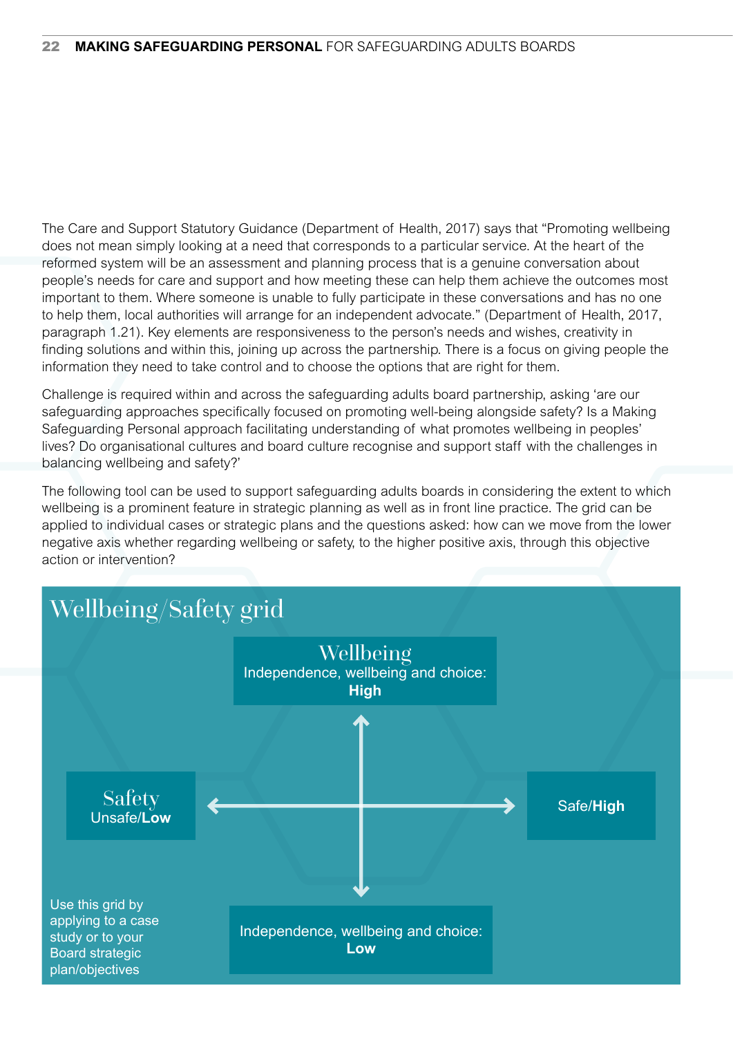The Care and Support Statutory Guidance (Department of Health, 2017) says that "Promoting wellbeing does not mean simply looking at a need that corresponds to a particular service. At the heart of the reformed system will be an assessment and planning process that is a genuine conversation about people's needs for care and support and how meeting these can help them achieve the outcomes most important to them. Where someone is unable to fully participate in these conversations and has no one to help them, local authorities will arrange for an independent advocate." (Department of Health, 2017, paragraph 1.21). Key elements are responsiveness to the person's needs and wishes, creativity in finding solutions and within this, joining up across the partnership. There is a focus on giving people the information they need to take control and to choose the options that are right for them.

Challenge is required within and across the safeguarding adults board partnership, asking 'are our safeguarding approaches specifically focused on promoting well-being alongside safety? Is a Making Safeguarding Personal approach facilitating understanding of what promotes wellbeing in peoples' lives? Do organisational cultures and board culture recognise and support staff with the challenges in balancing wellbeing and safety?'

The following tool can be used to support safeguarding adults boards in considering the extent to which wellbeing is a prominent feature in strategic planning as well as in front line practice. The grid can be applied to individual cases or strategic plans and the questions asked: how can we move from the lower negative axis whether regarding wellbeing or safety, to the higher positive axis, through this objective action or intervention?

## Wellbeing/Safety grid

**Wellbeing**
Independence, wellbeing and choice: **High**

**Safety**
Unsafe/**Low**

Safe/**High**

Independence, wellbeing and choice: **Low**

Use this grid by applying to a case study or to your Board strategic plan/objectives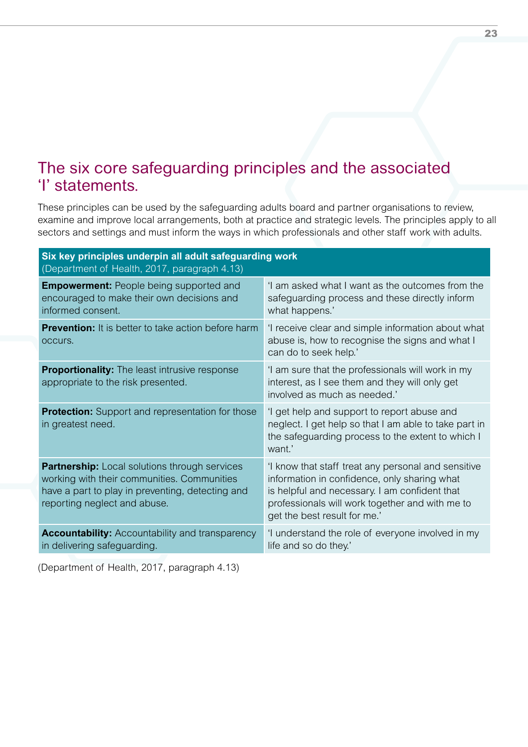## The six core safeguarding principles and the associated 'I' statements.

These principles can be used by the safeguarding adults board and partner organisations to review, examine and improve local arrangements, both at practice and strategic levels. The principles apply to all sectors and settings and must inform the ways in which professionals and other staff work with adults.

| **Six key principles underpin all adult safeguarding work** (Department of Health, 2017, paragraph 4.13) | |
|---|---|
| **Empowerment:** People being supported and encouraged to make their own decisions and informed consent. | 'I am asked what I want as the outcomes from the safeguarding process and these directly inform what happens.' |
| **Prevention:** It is better to take action before harm occurs. | 'I receive clear and simple information about what abuse is, how to recognise the signs and what I can do to seek help.' |
| **Proportionality:** The least intrusive response appropriate to the risk presented. | 'I am sure that the professionals will work in my interest, as I see them and they will only get involved as much as needed.' |
| **Protection:** Support and representation for those in greatest need. | 'I get help and support to report abuse and neglect. I get help so that I am able to take part in the safeguarding process to the extent to which I want.' |
| **Partnership:** Local solutions through services working with their communities. Communities have a part to play in preventing, detecting and reporting neglect and abuse. | 'I know that staff treat any personal and sensitive information in confidence, only sharing what is helpful and necessary. I am confident that professionals will work together and with me to get the best result for me.' |
| **Accountability:** Accountability and transparency in delivering safeguarding. | 'I understand the role of everyone involved in my life and so do they.' |

(Department of Health, 2017, paragraph 4.13)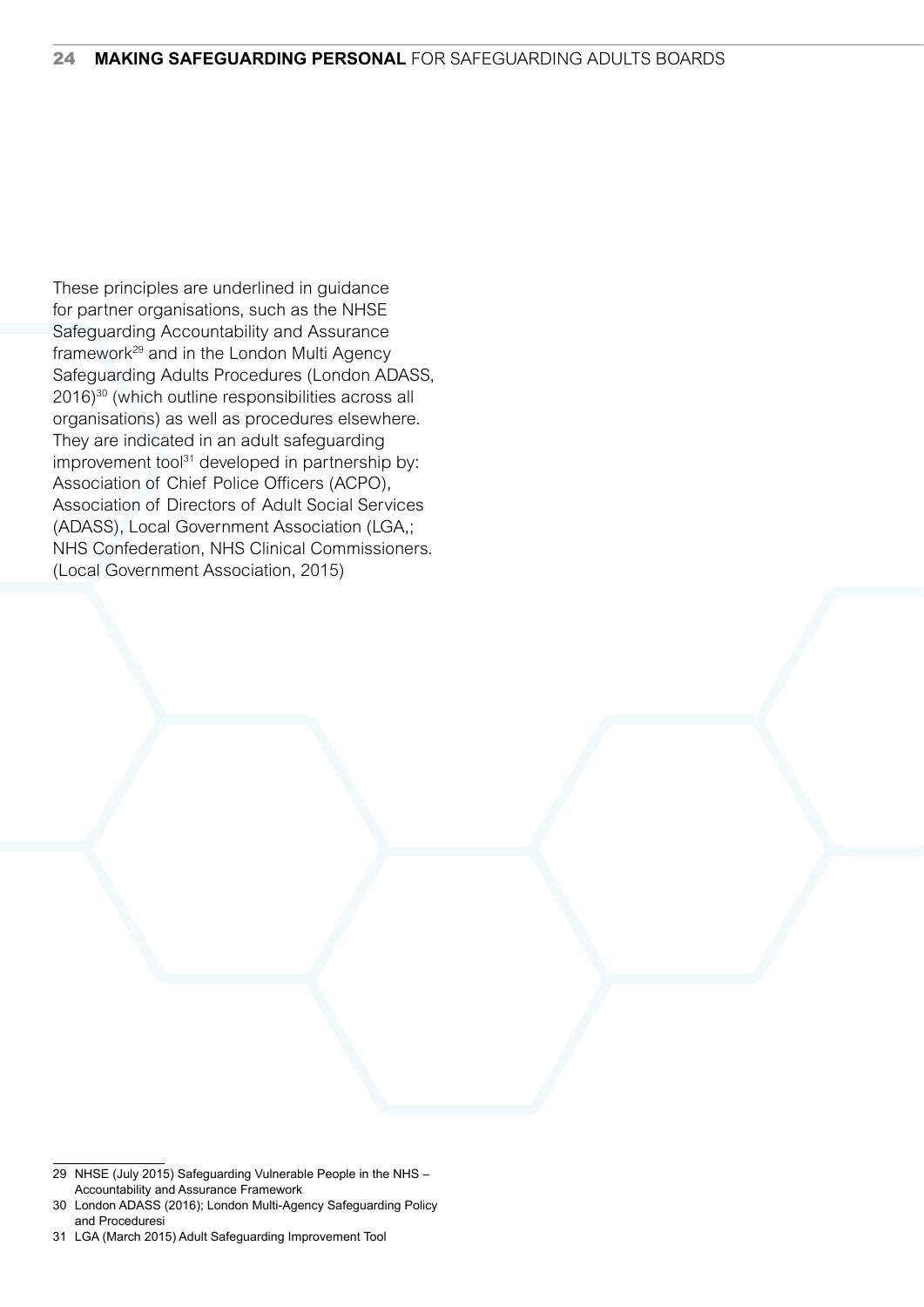These principles are underlined in guidance for partner organisations, such as the NHSE Safeguarding Accountability and Assurance framework[29] and in the London Multi Agency Safeguarding Adults Procedures (London ADASS, 2016)[30] (which outline responsibilities across all organisations) as well as procedures elsewhere. They are indicated in an adult safeguarding improvement tool[31] developed in partnership by: Association of Chief Police Officers (ACPO), Association of Directors of Adult Social Services (ADASS), Local Government Association (LGA,; NHS Confederation, NHS Clinical Commissioners. (Local Government Association, 2015)

---

29 NHSE (July 2015) Safeguarding Vulnerable People in the NHS – Accountability and Assurance Framework

30 London ADASS (2016); London Multi-Agency Safeguarding Policy and Proceduresi

31 LGA (March 2015) Adult Safeguarding Improvement Tool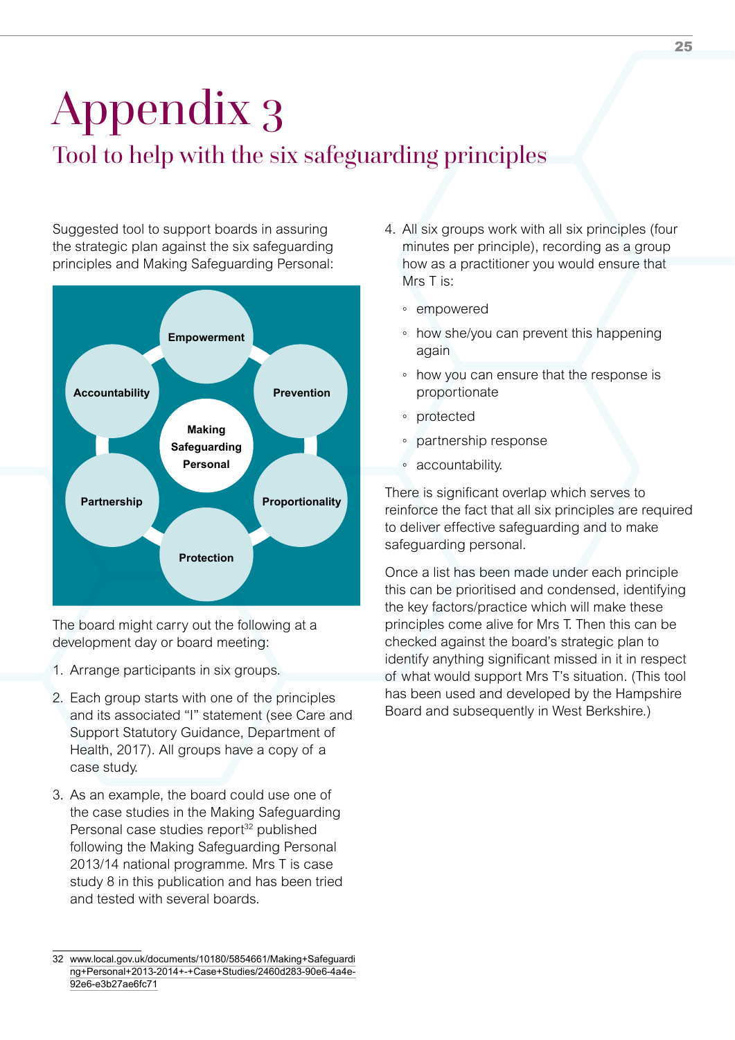# Appendix 3

## Tool to help with the six safeguarding principles

Suggested tool to support boards in assuring the strategic plan against the six safeguarding principles and Making Safeguarding Personal:

Empowerment

Accountability

Prevention

Making Safeguarding Personal

Partnership

Proportionality

Protection

The board might carry out the following at a development day or board meeting:

1. Arrange participants in six groups.
2. Each group starts with one of the principles and its associated "I" statement (see Care and Support Statutory Guidance, Department of Health, 2017). All groups have a copy of a case study.
3. As an example, the board could use one of the case studies in the Making Safeguarding Personal case studies report[32] published following the Making Safeguarding Personal 2013/14 national programme. Mrs T is case study 8 in this publication and has been tried and tested with several boards.
4. All six groups work with all six principles (four minutes per principle), recording as a group how as a practitioner you would ensure that Mrs T is:
   - empowered
   - how she/you can prevent this happening again
   - how you can ensure that the response is proportionate
   - protected
   - partnership response
   - accountability.

There is significant overlap which serves to reinforce the fact that all six principles are required to deliver effective safeguarding and to make safeguarding personal.

Once a list has been made under each principle this can be prioritised and condensed, identifying the key factors/practice which will make these principles come alive for Mrs T. Then this can be checked against the board's strategic plan to identify anything significant missed in it in respect of what would support Mrs T's situation. (This tool has been used and developed by the Hampshire Board and subsequently in West Berkshire.)

32 www.local.gov.uk/documents/10180/5854661/Making+Safeguarding+Personal+2013-2014+-+Case+Studies/2460d283-90e6-4a4e-92e6-e3b27ae6fc71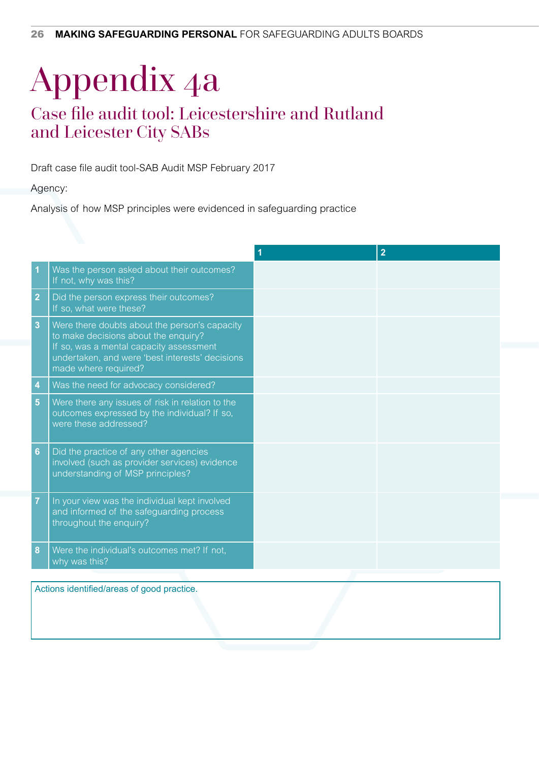# Appendix 4a

## Case file audit tool: Leicestershire and Rutland and Leicester City SABs

Draft case file audit tool-SAB Audit MSP February 2017

Agency:

Analysis of how MSP principles were evidenced in safeguarding practice

| | | 1 | 2 |
|---|---|---|---|
| 1 | Was the person asked about their outcomes? If not, why was this? | | |
| 2 | Did the person express their outcomes? If so, what were these? | | |
| 3 | Were there doubts about the person's capacity to make decisions about the enquiry? If so, was a mental capacity assessment undertaken, and were 'best interests' decisions made where required? | | |
| 4 | Was the need for advocacy considered? | | |
| 5 | Were there any issues of risk in relation to the outcomes expressed by the individual? If so, were these addressed? | | |
| 6 | Did the practice of any other agencies involved (such as provider services) evidence understanding of MSP principles? | | |
| 7 | In your view was the individual kept involved and informed of the safeguarding process throughout the enquiry? | | |
| 8 | Were the individual's outcomes met? If not, why was this? | | |

| Actions identified/areas of good practice. |
|---|
| |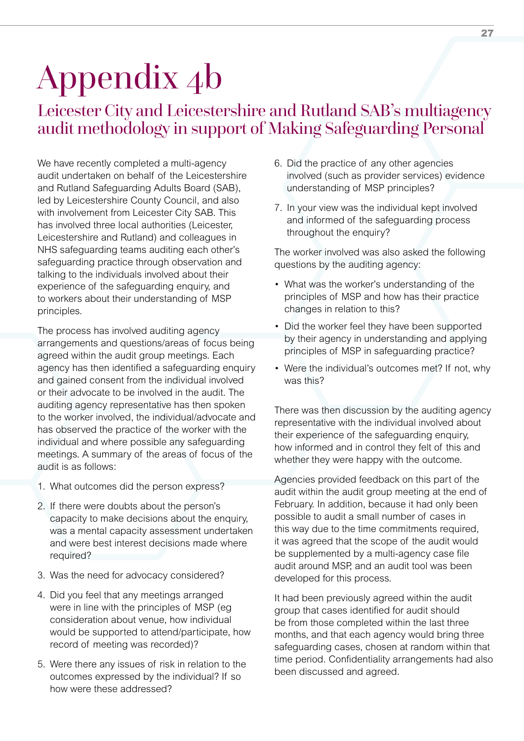# Appendix 4b

## Leicester City and Leicestershire and Rutland SAB's multiagency audit methodology in support of Making Safeguarding Personal

We have recently completed a multi-agency audit undertaken on behalf of the Leicestershire and Rutland Safeguarding Adults Board (SAB), led by Leicestershire County Council, and also with involvement from Leicester City SAB. This has involved three local authorities (Leicester, Leicestershire and Rutland) and colleagues in NHS safeguarding teams auditing each other's safeguarding practice through observation and talking to the individuals involved about their experience of the safeguarding enquiry, and to workers about their understanding of MSP principles.

The process has involved auditing agency arrangements and questions/areas of focus being agreed within the audit group meetings. Each agency has then identified a safeguarding enquiry and gained consent from the individual involved or their advocate to be involved in the audit. The auditing agency representative has then spoken to the worker involved, the individual/advocate and has observed the practice of the worker with the individual and where possible any safeguarding meetings. A summary of the areas of focus of the audit is as follows:

1. What outcomes did the person express?
2. If there were doubts about the person's capacity to make decisions about the enquiry, was a mental capacity assessment undertaken and were best interest decisions made where required?
3. Was the need for advocacy considered?
4. Did you feel that any meetings arranged were in line with the principles of MSP (eg consideration about venue, how individual would be supported to attend/participate, how record of meeting was recorded)?
5. Were there any issues of risk in relation to the outcomes expressed by the individual? If so how were these addressed?
6. Did the practice of any other agencies involved (such as provider services) evidence understanding of MSP principles?
7. In your view was the individual kept involved and informed of the safeguarding process throughout the enquiry?

The worker involved was also asked the following questions by the auditing agency:

- What was the worker's understanding of the principles of MSP and how has their practice changes in relation to this?
- Did the worker feel they have been supported by their agency in understanding and applying principles of MSP in safeguarding practice?
- Were the individual's outcomes met? If not, why was this?

There was then discussion by the auditing agency representative with the individual involved about their experience of the safeguarding enquiry, how informed and in control they felt of this and whether they were happy with the outcome.

Agencies provided feedback on this part of the audit within the audit group meeting at the end of February. In addition, because it had only been possible to audit a small number of cases in this way due to the time commitments required, it was agreed that the scope of the audit would be supplemented by a multi-agency case file audit around MSP, and an audit tool was been developed for this process.

It had been previously agreed within the audit group that cases identified for audit should be from those completed within the last three months, and that each agency would bring three safeguarding cases, chosen at random within that time period. Confidentiality arrangements had also been discussed and agreed.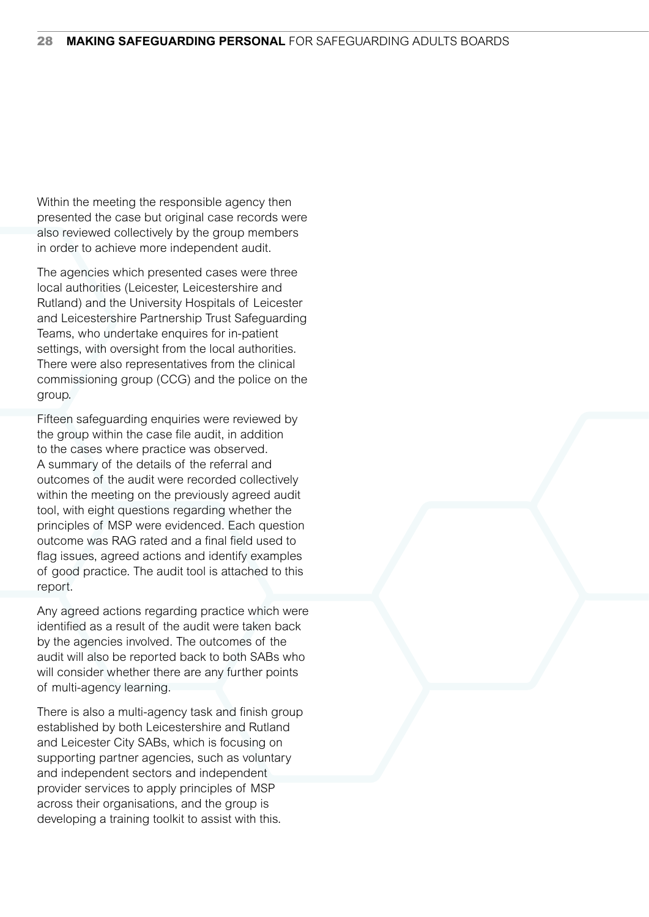Within the meeting the responsible agency then presented the case but original case records were also reviewed collectively by the group members in order to achieve more independent audit.

The agencies which presented cases were three local authorities (Leicester, Leicestershire and Rutland) and the University Hospitals of Leicester and Leicestershire Partnership Trust Safeguarding Teams, who undertake enquires for in-patient settings, with oversight from the local authorities. There were also representatives from the clinical commissioning group (CCG) and the police on the group.

Fifteen safeguarding enquiries were reviewed by the group within the case file audit, in addition to the cases where practice was observed. A summary of the details of the referral and outcomes of the audit were recorded collectively within the meeting on the previously agreed audit tool, with eight questions regarding whether the principles of MSP were evidenced. Each question outcome was RAG rated and a final field used to flag issues, agreed actions and identify examples of good practice. The audit tool is attached to this report.

Any agreed actions regarding practice which were identified as a result of the audit were taken back by the agencies involved. The outcomes of the audit will also be reported back to both SABs who will consider whether there are any further points of multi-agency learning.

There is also a multi-agency task and finish group established by both Leicestershire and Rutland and Leicester City SABs, which is focusing on supporting partner agencies, such as voluntary and independent sectors and independent provider services to apply principles of MSP across their organisations, and the group is developing a training toolkit to assist with this.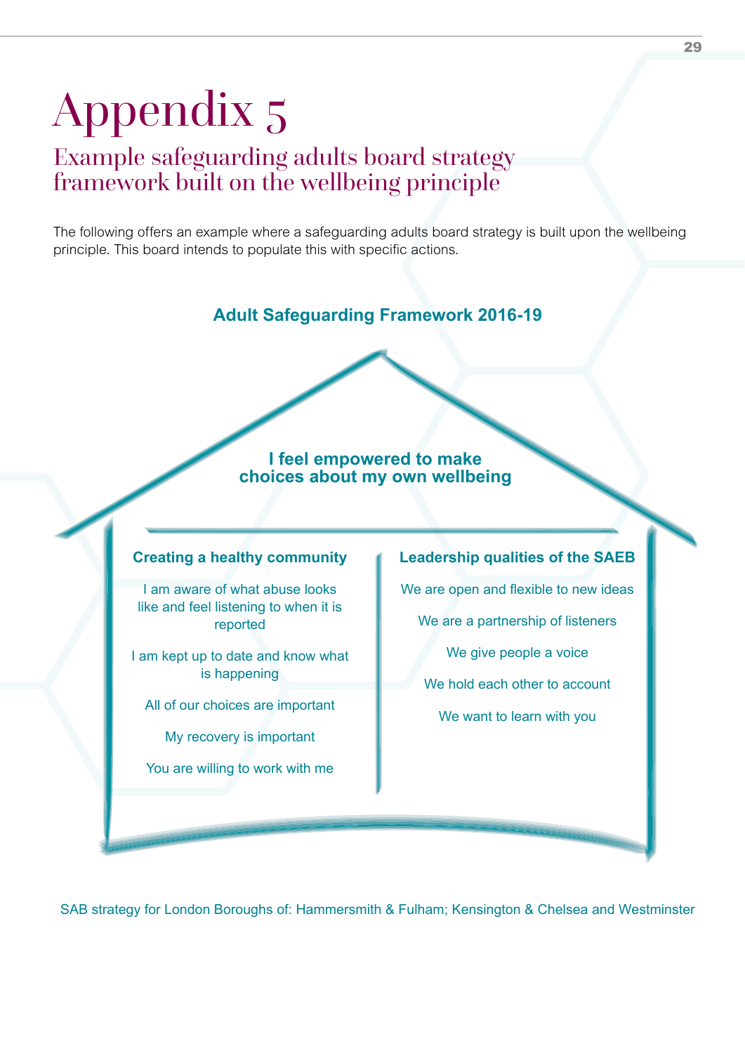# Appendix 5

## Example safeguarding adults board strategy framework built on the wellbeing principle

The following offers an example where a safeguarding adults board strategy is built upon the wellbeing principle. This board intends to populate this with specific actions.

### Adult Safeguarding Framework 2016-19

**I feel empowered to make choices about my own wellbeing**

**Creating a healthy community**

I am aware of what abuse looks like and feel listening to when it is reported

I am kept up to date and know what is happening

All of our choices are important

My recovery is important

You are willing to work with me

**Leadership qualities of the SAEB**

We are open and flexible to new ideas

We are a partnership of listeners

We give people a voice

We hold each other to account

We want to learn with you

SAB strategy for London Boroughs of: Hammersmith & Fulham; Kensington & Chelsea and Westminster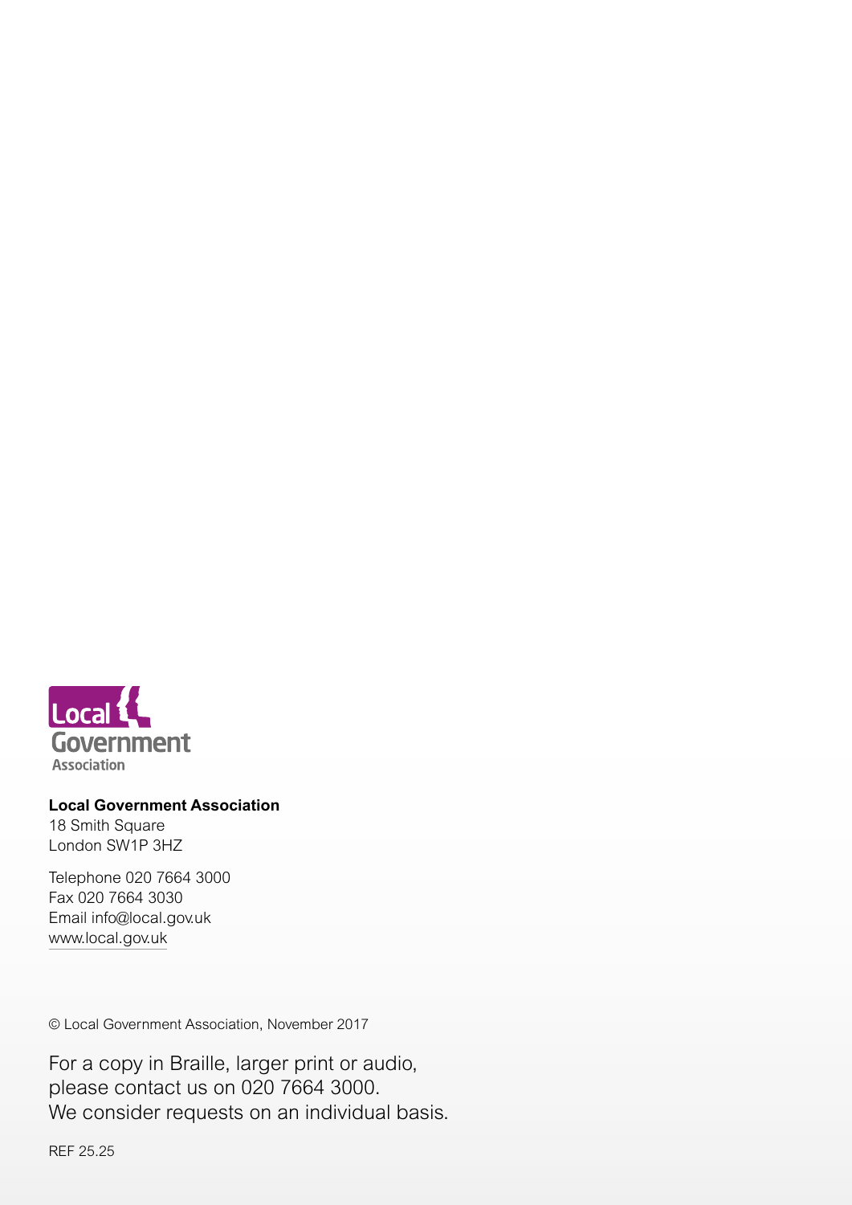Local Government Association

**Local Government Association**
18 Smith Square
London SW1P 3HZ

Telephone 020 7664 3000
Fax 020 7664 3030
Email info@local.gov.uk
www.local.gov.uk

© Local Government Association, November 2017

For a copy in Braille, larger print or audio, please contact us on 020 7664 3000. We consider requests on an individual basis.

REF 25.25